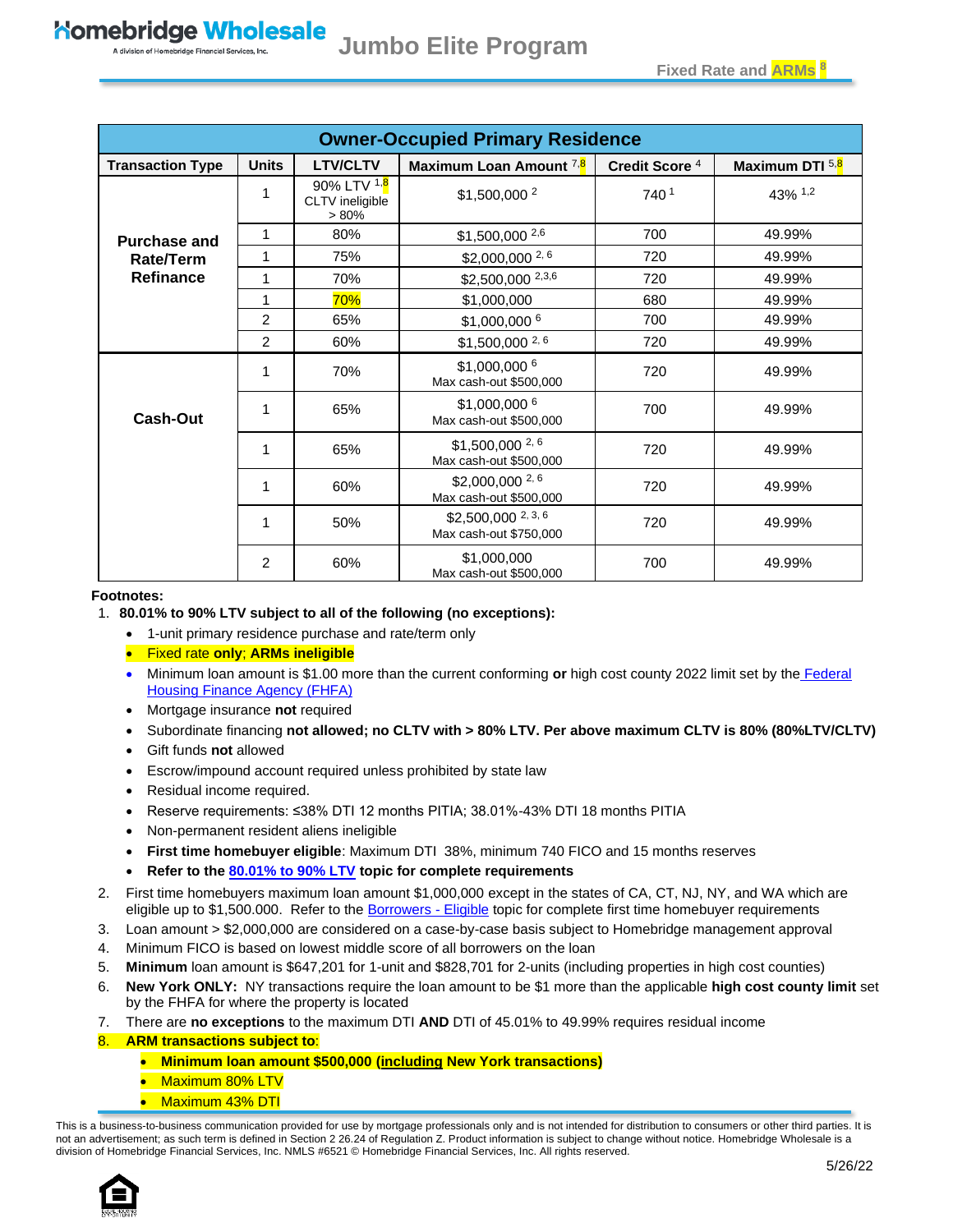# Homebridge Wholesale — Jumbo Elite Program

A division of Homebridge Financial Services, Inc.

Fixed Rate and ARMs [8]

| Owner-Occupied Primary Residence | | | | | |
|---|---|---|---|---|---|
| **Transaction Type** | **Units** | **LTV/CLTV** | **Maximum Loan Amount** [7,8] | **Credit Score** [4] | **Maximum DTI** [5,8] |
| **Purchase and Rate/Term Refinance** | 1 | 90% LTV [1,8] CLTV ineligible > 80% | $1,500,000 [2] | 740 [1] | 43% [1,2] |
| | 1 | 80% | $1,500,000 [2,6] | 700 | 49.99% |
| | 1 | 75% | $2,000,000 [2, 6] | 720 | 49.99% |
| | 1 | 70% | $2,500,000 [2,3,6] | 720 | 49.99% |
| | 1 | 70% | $1,000,000 | 680 | 49.99% |
| | 2 | 65% | $1,000,000 [6] | 700 | 49.99% |
| | 2 | 60% | $1,500,000 [2, 6] | 720 | 49.99% |
| **Cash-Out** | 1 | 70% | $1,000,000 [6] Max cash-out $500,000 | 720 | 49.99% |
| | 1 | 65% | $1,000,000 [6] Max cash-out $500,000 | 700 | 49.99% |
| | 1 | 65% | $1,500,000 [2, 6] Max cash-out $500,000 | 720 | 49.99% |
| | 1 | 60% | $2,000,000 [2, 6] Max cash-out $500,000 | 720 | 49.99% |
| | 1 | 50% | $2,500,000 [2, 3, 6] Max cash-out $750,000 | 720 | 49.99% |
| | 2 | 60% | $1,000,000 Max cash-out $500,000 | 700 | 49.99% |

**Footnotes:**

1. **80.01% to 90% LTV subject to all of the following (no exceptions):**
   - 1-unit primary residence purchase and rate/term only
   - Fixed rate **only**; **ARMs ineligible**
   - Minimum loan amount is $1.00 more than the current conforming **or** high cost county 2022 limit set by the Federal Housing Finance Agency (FHFA)
   - Mortgage insurance **not** required
   - Subordinate financing **not allowed; no CLTV with > 80% LTV. Per above maximum CLTV is 80% (80%LTV/CLTV)**
   - Gift funds **not** allowed
   - Escrow/impound account required unless prohibited by state law
   - Residual income required.
   - Reserve requirements: ≤38% DTI 12 months PITIA; 38.01%-43% DTI 18 months PITIA
   - Non-permanent resident aliens ineligible
   - **First time homebuyer eligible**: Maximum DTI 38%, minimum 740 FICO and 15 months reserves
   - **Refer to the 80.01% to 90% LTV topic for complete requirements**
2. First time homebuyers maximum loan amount $1,000,000 except in the states of CA, CT, NJ, NY, and WA which are eligible up to $1,500.000. Refer to the Borrowers - Eligible topic for complete first time homebuyer requirements
3. Loan amount > $2,000,000 are considered on a case-by-case basis subject to Homebridge management approval
4. Minimum FICO is based on lowest middle score of all borrowers on the loan
5. **Minimum** loan amount is $647,201 for 1-unit and $828,701 for 2-units (including properties in high cost counties)
6. **New York ONLY:** NY transactions require the loan amount to be $1 more than the applicable **high cost county limit** set by the FHFA for where the property is located
7. There are **no exceptions** to the maximum DTI **AND** DTI of 45.01% to 49.99% requires residual income
8. **ARM transactions subject to:**
   - **Minimum loan amount $500,000 (including New York transactions)**
   - Maximum 80% LTV
   - Maximum 43% DTI

This is a business-to-business communication provided for use by mortgage professionals only and is not intended for distribution to consumers or other third parties. It is not an advertisement; as such term is defined in Section 2 26.24 of Regulation Z. Product information is subject to change without notice. Homebridge Wholesale is a division of Homebridge Financial Services, Inc. NMLS #6521 © Homebridge Financial Services, Inc. All rights reserved.

5/26/22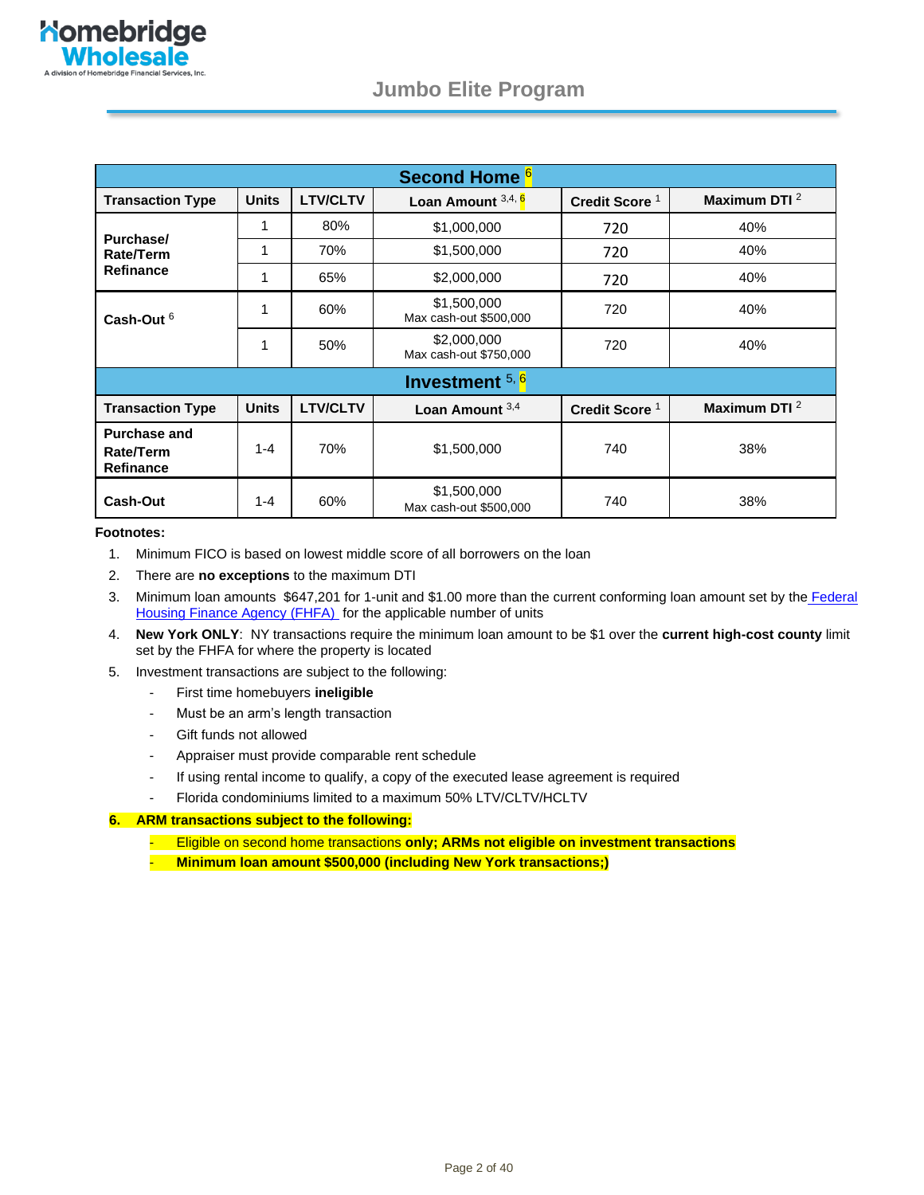## Jumbo Elite Program

| Second Home [6] | | | | | |
|---|---|---|---|---|---|
| **Transaction Type** | **Units** | **LTV/CLTV** | **Loan Amount** [3,4,6] | **Credit Score** [1] | **Maximum DTI** [2] |
| **Purchase/ Rate/Term Refinance** | 1 | 80% | $1,000,000 | 720 | 40% |
| | 1 | 70% | $1,500,000 | 720 | 40% |
| | 1 | 65% | $2,000,000 | 720 | 40% |
| **Cash-Out** [6] | 1 | 60% | $1,500,000<br>Max cash-out $500,000 | 720 | 40% |
| | 1 | 50% | $2,000,000<br>Max cash-out $750,000 | 720 | 40% |
| **Investment** [5,6] | | | | | |
| **Transaction Type** | **Units** | **LTV/CLTV** | **Loan Amount** [3,4] | **Credit Score** [1] | **Maximum DTI** [2] |
| **Purchase and Rate/Term Refinance** | 1-4 | 70% | $1,500,000 | 740 | 38% |
| **Cash-Out** | 1-4 | 60% | $1,500,000<br>Max cash-out $500,000 | 740 | 38% |

**Footnotes:**

1. Minimum FICO is based on lowest middle score of all borrowers on the loan
2. There are **no exceptions** to the maximum DTI
3. Minimum loan amounts $647,201 for 1-unit and $1.00 more than the current conforming loan amount set by the Federal Housing Finance Agency (FHFA) for the applicable number of units
4. **New York ONLY**: NY transactions require the minimum loan amount to be $1 over the **current high-cost county** limit set by the FHFA for where the property is located
5. Investment transactions are subject to the following:
   - First time homebuyers **ineligible**
   - Must be an arm's length transaction
   - Gift funds not allowed
   - Appraiser must provide comparable rent schedule
   - If using rental income to qualify, a copy of the executed lease agreement is required
   - Florida condominiums limited to a maximum 50% LTV/CLTV/HCLTV
6. **ARM transactions subject to the following:**
   - Eligible on second home transactions **only; ARMs not eligible on investment transactions**
   - **Minimum loan amount $500,000 (including New York transactions;)**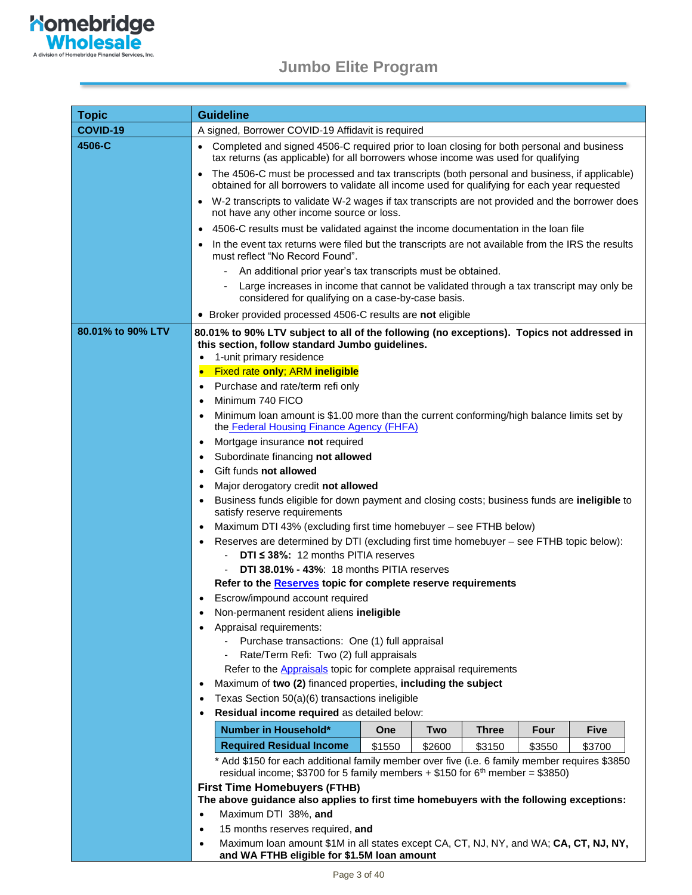| Topic | Guideline |
|---|---|
| **COVID-19** | A signed, Borrower COVID-19 Affidavit is required |
| **4506-C** | • Completed and signed 4506-C required prior to loan closing for both personal and business tax returns (as applicable) for all borrowers whose income was used for qualifying<br>• The 4506-C must be processed and tax transcripts (both personal and business, if applicable) obtained for all borrowers to validate all income used for qualifying for each year requested<br>• W-2 transcripts to validate W-2 wages if tax transcripts are not provided and the borrower does not have any other income source or loss.<br>• 4506-C results must be validated against the income documentation in the loan file<br>• In the event tax returns were filed but the transcripts are not available from the IRS the results must reflect "No Record Found".<br>&nbsp;&nbsp;- An additional prior year's tax transcripts must be obtained.<br>&nbsp;&nbsp;- Large increases in income that cannot be validated through a tax transcript may only be considered for qualifying on a case-by-case basis.<br>• Broker provided processed 4506-C results are **not** eligible |
| **80.01% to 90% LTV** | **80.01% to 90% LTV subject to all of the following (no exceptions). Topics not addressed in this section, follow standard Jumbo guidelines.**<br>• 1-unit primary residence<br>• Fixed rate **only**; ARM **ineligible**<br>• Purchase and rate/term refi only<br>• Minimum 740 FICO<br>• Minimum loan amount is $1.00 more than the current conforming/high balance limits set by the Federal Housing Finance Agency (FHFA)<br>• Mortgage insurance **not** required<br>• Subordinate financing **not allowed**<br>• Gift funds **not allowed**<br>• Major derogatory credit **not allowed**<br>• Business funds eligible for down payment and closing costs; business funds are **ineligible** to satisfy reserve requirements<br>• Maximum DTI 43% (excluding first time homebuyer – see FTHB below)<br>• Reserves are determined by DTI (excluding first time homebuyer – see FTHB topic below):<br>&nbsp;&nbsp;- **DTI ≤ 38%:** 12 months PITIA reserves<br>&nbsp;&nbsp;- **DTI 38.01% - 43%**: 18 months PITIA reserves<br>**Refer to the Reserves topic for complete reserve requirements**<br>• Escrow/impound account required<br>• Non-permanent resident aliens **ineligible**<br>• Appraisal requirements:<br>&nbsp;&nbsp;- Purchase transactions: One (1) full appraisal<br>&nbsp;&nbsp;- Rate/Term Refi: Two (2) full appraisals<br>Refer to the Appraisals topic for complete appraisal requirements<br>• Maximum of **two (2)** financed properties, **including the subject**<br>• Texas Section 50(a)(6) transactions ineligible<br>• **Residual income required** as detailed below:<br><br>**Number in Household***: One / Two / Three / Four / Five<br>**Required Residual Income**: $1550 / $2600 / $3150 / $3550 / $3700<br><br>* Add $150 for each additional family member over five (i.e. 6 family member requires $3850 residual income; $3700 for 5 family members + $150 for 6th member = $3850)<br>**First Time Homebuyers (FTHB)**<br>**The above guidance also applies to first time homebuyers with the following exceptions:**<br>• Maximum DTI 38%, **and**<br>• 15 months reserves required, **and**<br>• Maximum loan amount $1M in all states except CA, CT, NJ, NY, and WA; **CA, CT, NJ, NY, and WA FTHB eligible for $1.5M loan amount** |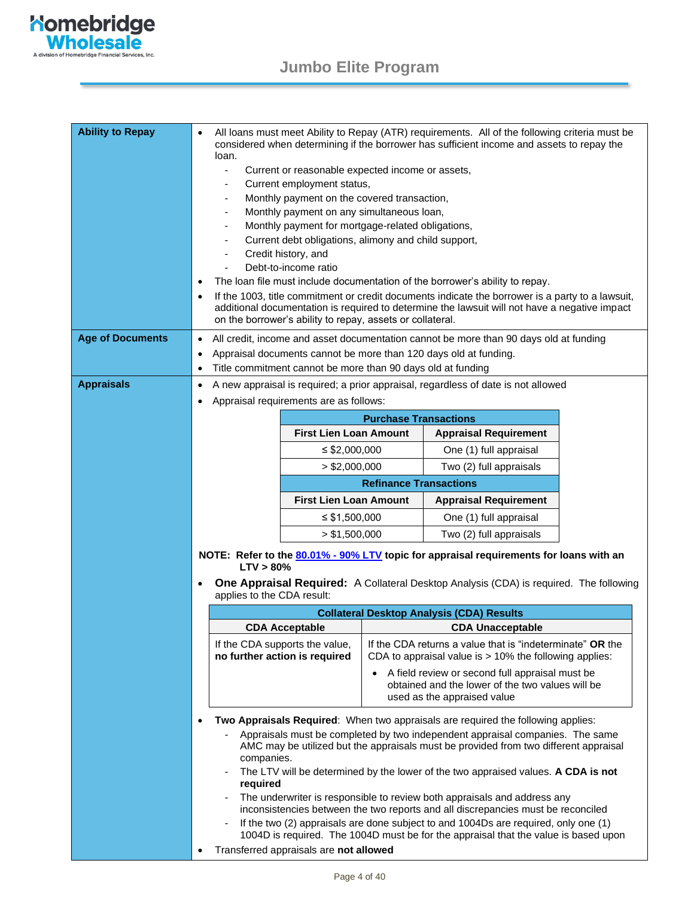# Jumbo Elite Program

| | |
|---|---|
| **Ability to Repay** | • All loans must meet Ability to Repay (ATR) requirements. All of the following criteria must be considered when determining if the borrower has sufficient income and assets to repay the loan.<br>- Current or reasonable expected income or assets,<br>- Current employment status,<br>- Monthly payment on the covered transaction,<br>- Monthly payment on any simultaneous loan,<br>- Monthly payment for mortgage-related obligations,<br>- Current debt obligations, alimony and child support,<br>- Credit history, and<br>- Debt-to-income ratio<br>• The loan file must include documentation of the borrower's ability to repay.<br>• If the 1003, title commitment or credit documents indicate the borrower is a party to a lawsuit, additional documentation is required to determine the lawsuit will not have a negative impact on the borrower's ability to repay, assets or collateral. |
| **Age of Documents** | • All credit, income and asset documentation cannot be more than 90 days old at funding<br>• Appraisal documents cannot be more than 120 days old at funding.<br>• Title commitment cannot be more than 90 days old at funding |
| **Appraisals** | • A new appraisal is required; a prior appraisal, regardless of date is not allowed<br>• Appraisal requirements are as follows: (see tables below) |

**Purchase Transactions**

| First Lien Loan Amount | Appraisal Requirement |
|---|---|
| ≤ $2,000,000 | One (1) full appraisal |
| > $2,000,000 | Two (2) full appraisals |

**Refinance Transactions**

| First Lien Loan Amount | Appraisal Requirement |
|---|---|
| ≤ $1,500,000 | One (1) full appraisal |
| > $1,500,000 | Two (2) full appraisals |

**NOTE: Refer to the 80.01% - 90% LTV topic for appraisal requirements for loans with an LTV > 80%**

- **One Appraisal Required:** A Collateral Desktop Analysis (CDA) is required. The following applies to the CDA result:

| Collateral Desktop Analysis (CDA) Results | |
|---|---|
| **CDA Acceptable** | **CDA Unacceptable** |
| If the CDA supports the value, **no further action is required** | If the CDA returns a value that is "indeterminate" **OR** the CDA to appraisal value is > 10% the following applies:<br>• A field review or second full appraisal must be obtained and the lower of the two values will be used as the appraised value |

- **Two Appraisals Required**: When two appraisals are required the following applies:
  - Appraisals must be completed by two independent appraisal companies. The same AMC may be utilized but the appraisals must be provided from two different appraisal companies.
  - The LTV will be determined by the lower of the two appraised values. **A CDA is not required**
  - The underwriter is responsible to review both appraisals and address any inconsistencies between the two reports and all discrepancies must be reconciled
  - If the two (2) appraisals are done subject to and 1004Ds are required, only one (1) 1004D is required. The 1004D must be for the appraisal that the value is based upon
- Transferred appraisals are **not allowed**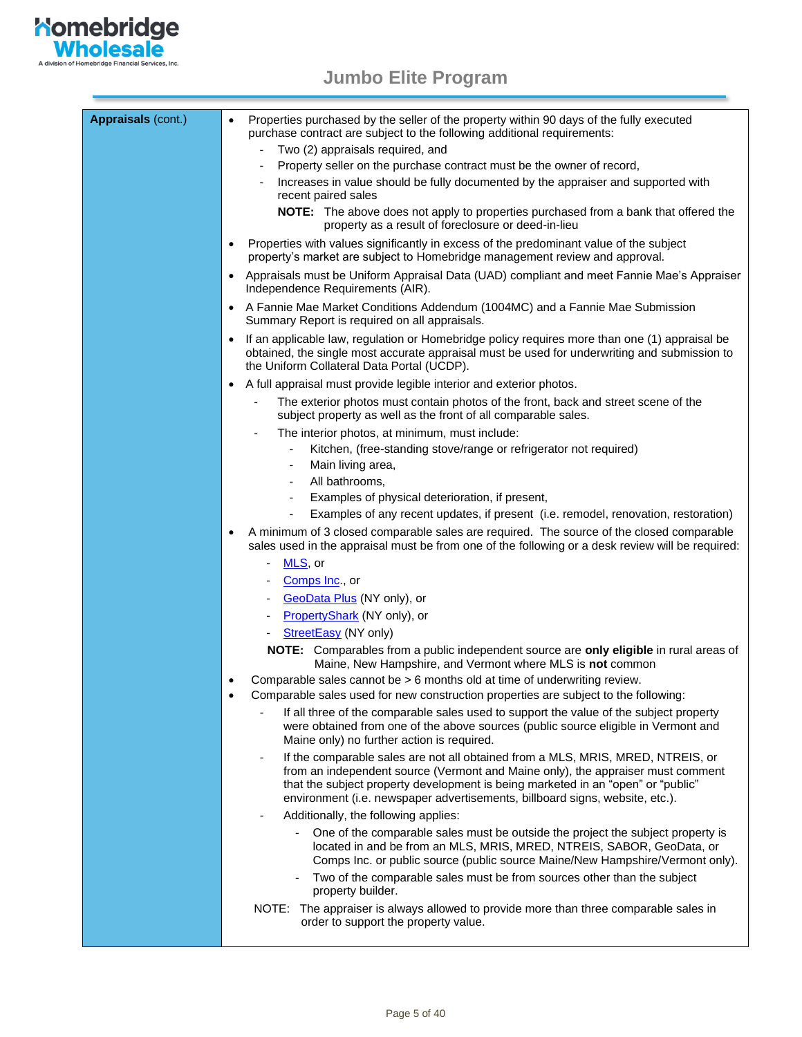# Jumbo Elite Program

| **Appraisals** (cont.) | • Properties purchased by the seller of the property within 90 days of the fully executed purchase contract are subject to the following additional requirements:<br>  - Two (2) appraisals required, and<br>  - Property seller on the purchase contract must be the owner of record,<br>  - Increases in value should be fully documented by the appraiser and supported with recent paired sales<br>  **NOTE:** The above does not apply to properties purchased from a bank that offered the property as a result of foreclosure or deed-in-lieu<br>• Properties with values significantly in excess of the predominant value of the subject property's market are subject to Homebridge management review and approval.<br>• Appraisals must be Uniform Appraisal Data (UAD) compliant and meet Fannie Mae's Appraiser Independence Requirements (AIR).<br>• A Fannie Mae Market Conditions Addendum (1004MC) and a Fannie Mae Submission Summary Report is required on all appraisals.<br>• If an applicable law, regulation or Homebridge policy requires more than one (1) appraisal be obtained, the single most accurate appraisal must be used for underwriting and submission to the Uniform Collateral Data Portal (UCDP).<br>• A full appraisal must provide legible interior and exterior photos.<br>  - The exterior photos must contain photos of the front, back and street scene of the subject property as well as the front of all comparable sales.<br>  - The interior photos, at minimum, must include:<br>    - Kitchen, (free-standing stove/range or refrigerator not required)<br>    - Main living area,<br>    - All bathrooms,<br>    - Examples of physical deterioration, if present,<br>    - Examples of any recent updates, if present (i.e. remodel, renovation, restoration)<br>• A minimum of 3 closed comparable sales are required. The source of the closed comparable sales used in the appraisal must be from one of the following or a desk review will be required:<br>  - MLS, or<br>  - Comps Inc., or<br>  - GeoData Plus (NY only), or<br>  - PropertyShark (NY only), or<br>  - StreetEasy (NY only)<br>  **NOTE:** Comparables from a public independent source are **only eligible** in rural areas of Maine, New Hampshire, and Vermont where MLS is **not** common<br>• Comparable sales cannot be > 6 months old at time of underwriting review.<br>• Comparable sales used for new construction properties are subject to the following:<br>  - If all three of the comparable sales used to support the value of the subject property were obtained from one of the above sources (public source eligible in Vermont and Maine only) no further action is required.<br>  - If the comparable sales are not all obtained from a MLS, MRIS, MRED, NTREIS, or from an independent source (Vermont and Maine only), the appraiser must comment that the subject property development is being marketed in an "open" or "public" environment (i.e. newspaper advertisements, billboard signs, website, etc.).<br>  - Additionally, the following applies:<br>    - One of the comparable sales must be outside the project the subject property is located in and be from an MLS, MRIS, MRED, NTREIS, SABOR, GeoData, or Comps Inc. or public source (public source Maine/New Hampshire/Vermont only).<br>    - Two of the comparable sales must be from sources other than the subject property builder.<br>NOTE: The appraiser is always allowed to provide more than three comparable sales in order to support the property value. |
|---|---|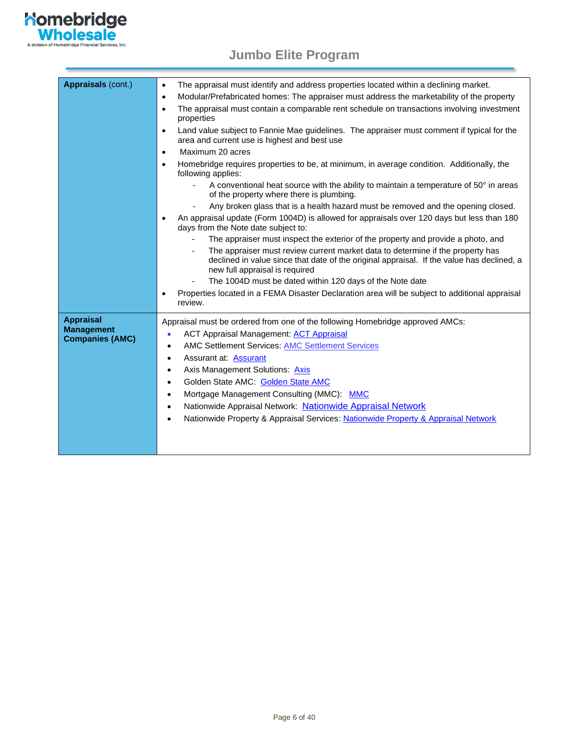| Appraisals (cont.) | |
|---|---|
| **Appraisals** (cont.) | • The appraisal must identify and address properties located within a declining market.<br>• Modular/Prefabricated homes: The appraiser must address the marketability of the property<br>• The appraisal must contain a comparable rent schedule on transactions involving investment properties<br>• Land value subject to Fannie Mae guidelines. The appraiser must comment if typical for the area and current use is highest and best use<br>• Maximum 20 acres<br>• Homebridge requires properties to be, at minimum, in average condition. Additionally, the following applies:<br>&nbsp;&nbsp;- A conventional heat source with the ability to maintain a temperature of 50° in areas of the property where there is plumbing.<br>&nbsp;&nbsp;- Any broken glass that is a health hazard must be removed and the opening closed.<br>• An appraisal update (Form 1004D) is allowed for appraisals over 120 days but less than 180 days from the Note date subject to:<br>&nbsp;&nbsp;- The appraiser must inspect the exterior of the property and provide a photo, and<br>&nbsp;&nbsp;- The appraiser must review current market data to determine if the property has declined in value since that date of the original appraisal. If the value has declined, a new full appraisal is required<br>&nbsp;&nbsp;- The 1004D must be dated within 120 days of the Note date<br>• Properties located in a FEMA Disaster Declaration area will be subject to additional appraisal review. |
| **Appraisal Management Companies (AMC)** | Appraisal must be ordered from one of the following Homebridge approved AMCs:<br>• ACT Appraisal Management: ACT Appraisal<br>• AMC Settlement Services: AMC Settlement Services<br>• Assurant at: Assurant<br>• Axis Management Solutions: Axis<br>• Golden State AMC: Golden State AMC<br>• Mortgage Management Consulting (MMC): MMC<br>• Nationwide Appraisal Network: Nationwide Appraisal Network<br>• Nationwide Property & Appraisal Services: Nationwide Property & Appraisal Network |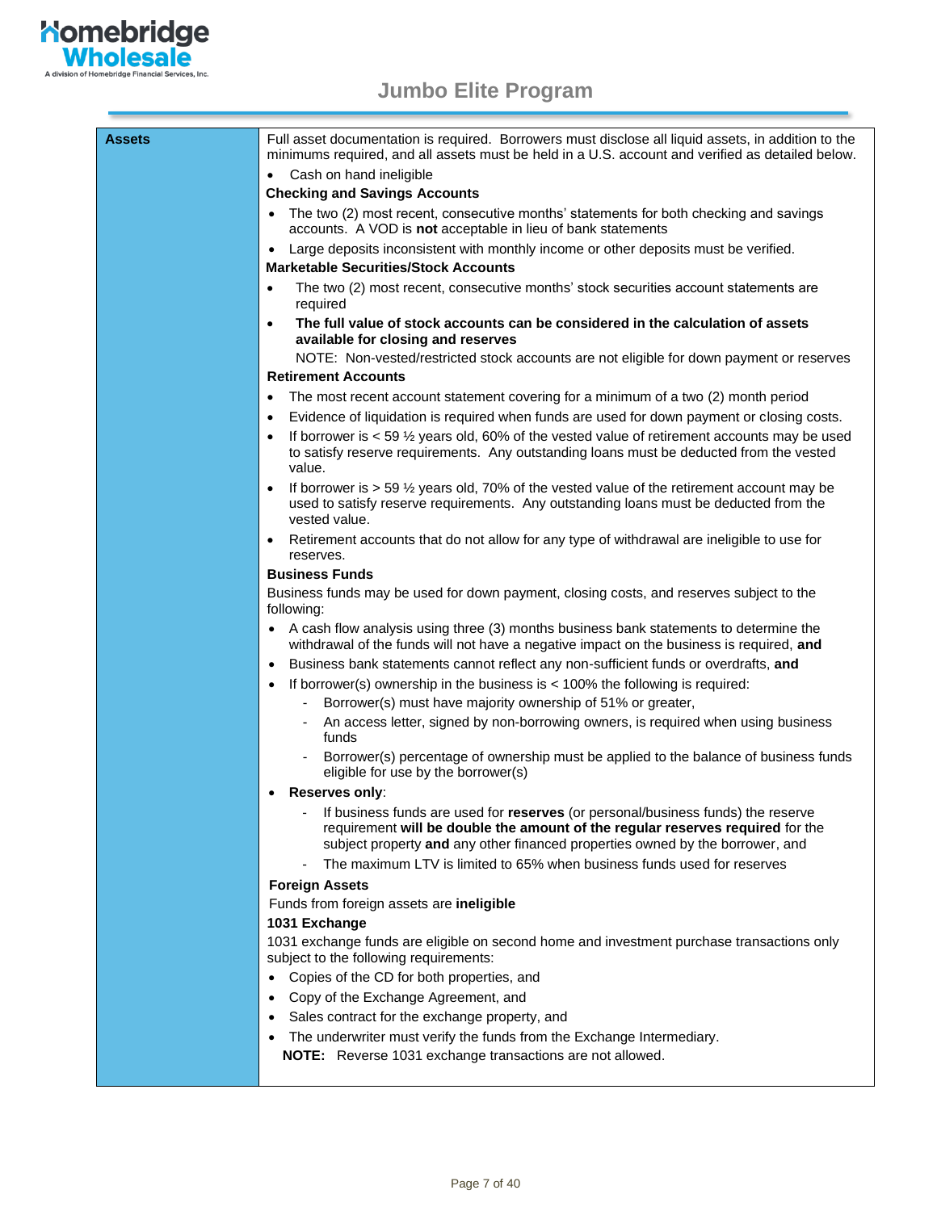| Assets | Full asset documentation is required. Borrowers must disclose all liquid assets, in addition to the minimums required, and all assets must be held in a U.S. account and verified as detailed below.<br>• Cash on hand ineligible<br>**Checking and Savings Accounts**<br>• The two (2) most recent, consecutive months' statements for both checking and savings accounts. A VOD is **not** acceptable in lieu of bank statements<br>• Large deposits inconsistent with monthly income or other deposits must be verified.<br>**Marketable Securities/Stock Accounts**<br>• The two (2) most recent, consecutive months' stock securities account statements are required<br>• **The full value of stock accounts can be considered in the calculation of assets available for closing and reserves**<br>NOTE: Non-vested/restricted stock accounts are not eligible for down payment or reserves<br>**Retirement Accounts**<br>• The most recent account statement covering for a minimum of a two (2) month period<br>• Evidence of liquidation is required when funds are used for down payment or closing costs.<br>• If borrower is < 59 ½ years old, 60% of the vested value of retirement accounts may be used to satisfy reserve requirements. Any outstanding loans must be deducted from the vested value.<br>• If borrower is > 59 ½ years old, 70% of the vested value of the retirement account may be used to satisfy reserve requirements. Any outstanding loans must be deducted from the vested value.<br>• Retirement accounts that do not allow for any type of withdrawal are ineligible to use for reserves.<br>**Business Funds**<br>Business funds may be used for down payment, closing costs, and reserves subject to the following:<br>• A cash flow analysis using three (3) months business bank statements to determine the withdrawal of the funds will not have a negative impact on the business is required, **and**<br>• Business bank statements cannot reflect any non-sufficient funds or overdrafts, **and**<br>• If borrower(s) ownership in the business is < 100% the following is required:<br>- Borrower(s) must have majority ownership of 51% or greater,<br>- An access letter, signed by non-borrowing owners, is required when using business funds<br>- Borrower(s) percentage of ownership must be applied to the balance of business funds eligible for use by the borrower(s)<br>• **Reserves only**:<br>- If business funds are used for **reserves** (or personal/business funds) the reserve requirement **will be double the amount of the regular reserves required** for the subject property **and** any other financed properties owned by the borrower, and<br>- The maximum LTV is limited to 65% when business funds used for reserves<br>**Foreign Assets**<br>Funds from foreign assets are **ineligible**<br>**1031 Exchange**<br>1031 exchange funds are eligible on second home and investment purchase transactions only subject to the following requirements:<br>• Copies of the CD for both properties, and<br>• Copy of the Exchange Agreement, and<br>• Sales contract for the exchange property, and<br>• The underwriter must verify the funds from the Exchange Intermediary.<br>**NOTE:** Reverse 1031 exchange transactions are not allowed. |
|---|---|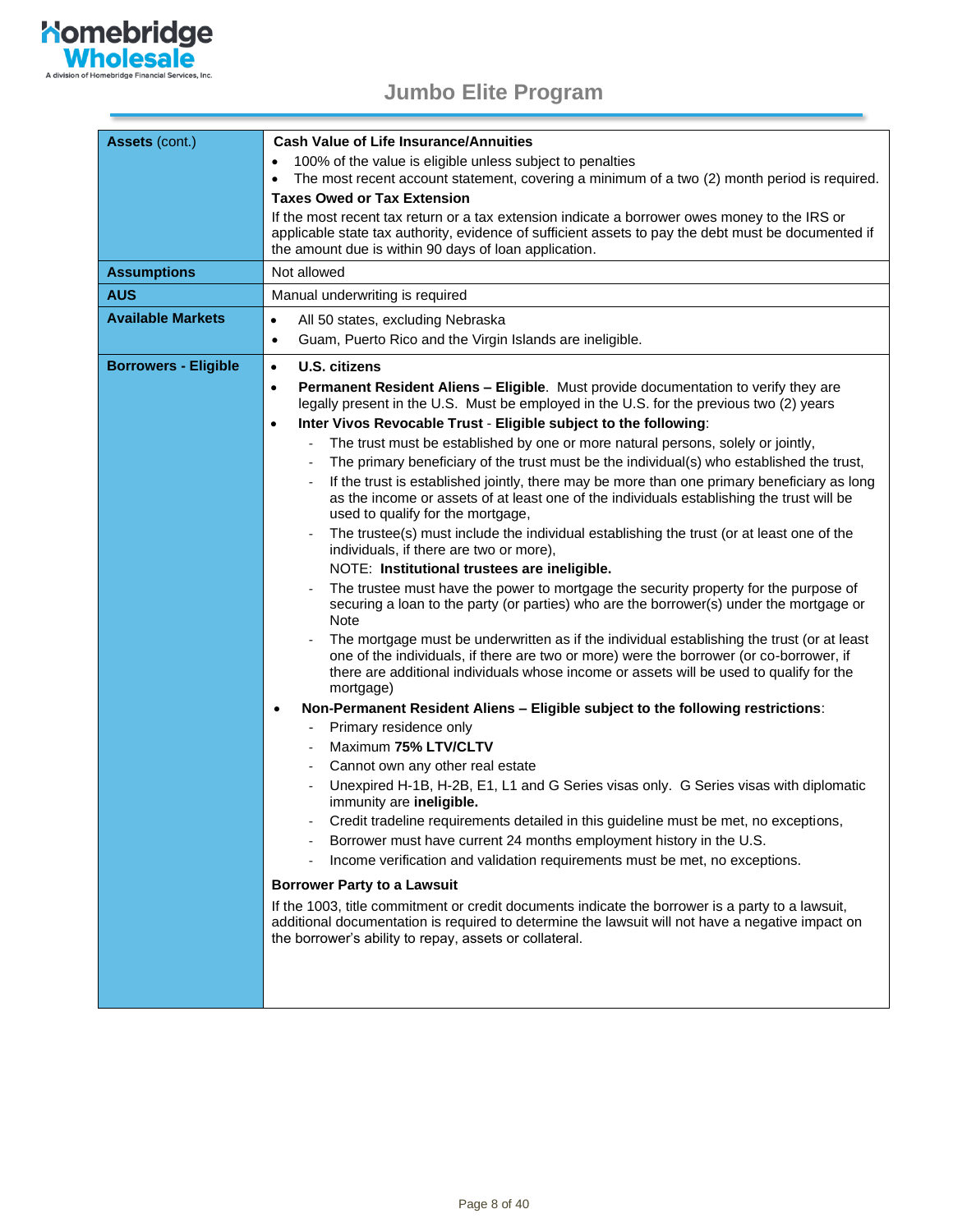## Jumbo Elite Program

| | |
|---|---|
| **Assets** (cont.) | **Cash Value of Life Insurance/Annuities**<br>• 100% of the value is eligible unless subject to penalties<br>• The most recent account statement, covering a minimum of a two (2) month period is required.<br>**Taxes Owed or Tax Extension**<br>If the most recent tax return or a tax extension indicate a borrower owes money to the IRS or applicable state tax authority, evidence of sufficient assets to pay the debt must be documented if the amount due is within 90 days of loan application. |
| **Assumptions** | Not allowed |
| **AUS** | Manual underwriting is required |
| **Available Markets** | • All 50 states, excluding Nebraska<br>• Guam, Puerto Rico and the Virgin Islands are ineligible. |
| **Borrowers - Eligible** | • **U.S. citizens**<br>• **Permanent Resident Aliens – Eligible**. Must provide documentation to verify they are legally present in the U.S. Must be employed in the U.S. for the previous two (2) years<br>• **Inter Vivos Revocable Trust** - **Eligible subject to the following**:<br>- The trust must be established by one or more natural persons, solely or jointly,<br>- The primary beneficiary of the trust must be the individual(s) who established the trust,<br>- If the trust is established jointly, there may be more than one primary beneficiary as long as the income or assets of at least one of the individuals establishing the trust will be used to qualify for the mortgage,<br>- The trustee(s) must include the individual establishing the trust (or at least one of the individuals, if there are two or more),<br>NOTE: **Institutional trustees are ineligible.**<br>- The trustee must have the power to mortgage the security property for the purpose of securing a loan to the party (or parties) who are the borrower(s) under the mortgage or Note<br>- The mortgage must be underwritten as if the individual establishing the trust (or at least one of the individuals, if there are two or more) were the borrower (or co-borrower, if there are additional individuals whose income or assets will be used to qualify for the mortgage)<br>• **Non-Permanent Resident Aliens – Eligible subject to the following restrictions**:<br>- Primary residence only<br>- Maximum **75% LTV/CLTV**<br>- Cannot own any other real estate<br>- Unexpired H-1B, H-2B, E1, L1 and G Series visas only. G Series visas with diplomatic immunity are **ineligible.**<br>- Credit tradeline requirements detailed in this guideline must be met, no exceptions,<br>- Borrower must have current 24 months employment history in the U.S.<br>- Income verification and validation requirements must be met, no exceptions.<br>**Borrower Party to a Lawsuit**<br>If the 1003, title commitment or credit documents indicate the borrower is a party to a lawsuit, additional documentation is required to determine the lawsuit will not have a negative impact on the borrower's ability to repay, assets or collateral. |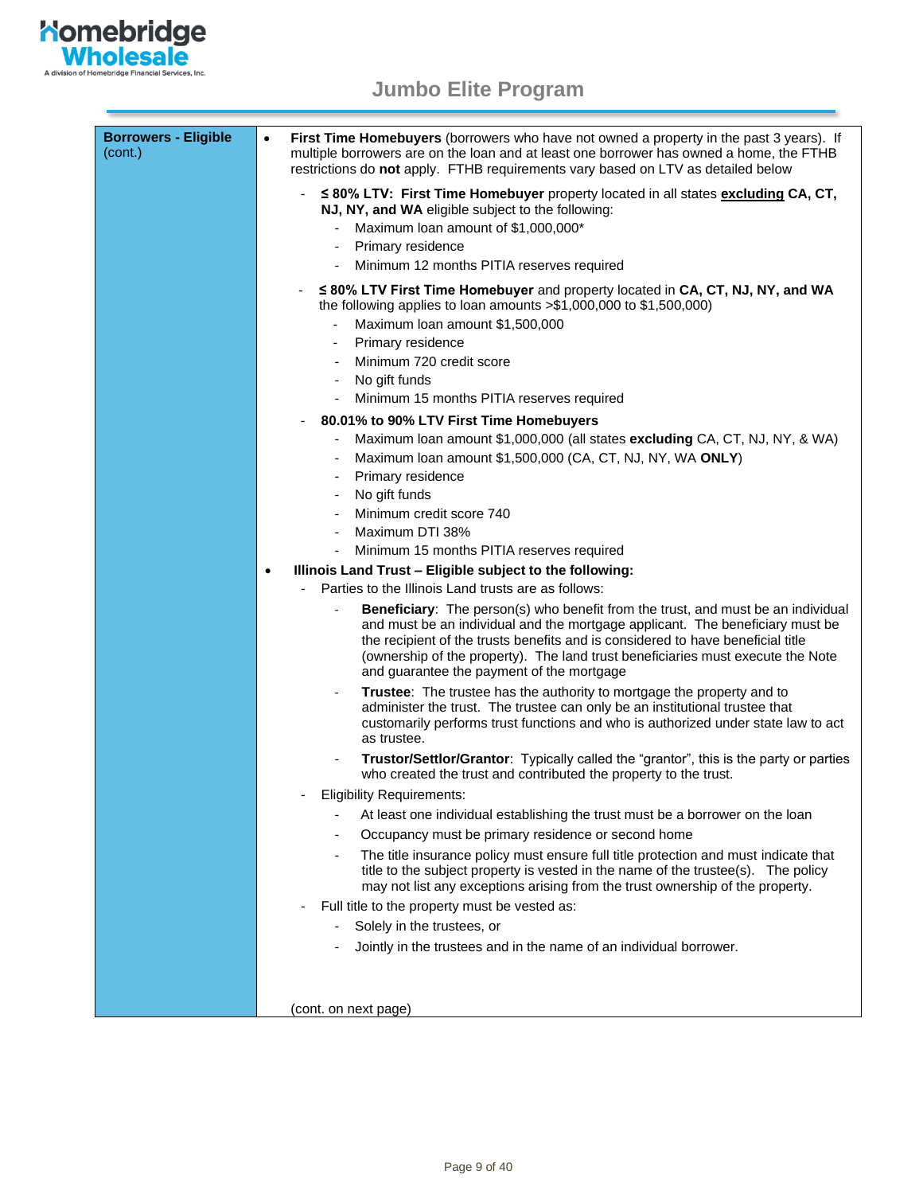## Jumbo Elite Program

| | |
|---|---|
| **Borrowers - Eligible** (cont.) | • **First Time Homebuyers** (borrowers who have not owned a property in the past 3 years). If multiple borrowers are on the loan and at least one borrower has owned a home, the FTHB restrictions do **not** apply. FTHB requirements vary based on LTV as detailed below<br>- **≤ 80% LTV: First Time Homebuyer** property located in all states **excluding** **CA, CT, NJ, NY, and WA** eligible subject to the following:<br>&nbsp;&nbsp;- Maximum loan amount of $1,000,000*<br>&nbsp;&nbsp;- Primary residence<br>&nbsp;&nbsp;- Minimum 12 months PITIA reserves required<br>- **≤ 80% LTV First Time Homebuyer** and property located in **CA, CT, NJ, NY, and WA** the following applies to loan amounts >$1,000,000 to $1,500,000)<br>&nbsp;&nbsp;- Maximum loan amount $1,500,000<br>&nbsp;&nbsp;- Primary residence<br>&nbsp;&nbsp;- Minimum 720 credit score<br>&nbsp;&nbsp;- No gift funds<br>&nbsp;&nbsp;- Minimum 15 months PITIA reserves required<br>- **80.01% to 90% LTV First Time Homebuyers**<br>&nbsp;&nbsp;- Maximum loan amount $1,000,000 (all states **excluding** CA, CT, NJ, NY, & WA)<br>&nbsp;&nbsp;- Maximum loan amount $1,500,000 (CA, CT, NJ, NY, WA **ONLY**)<br>&nbsp;&nbsp;- Primary residence<br>&nbsp;&nbsp;- No gift funds<br>&nbsp;&nbsp;- Minimum credit score 740<br>&nbsp;&nbsp;- Maximum DTI 38%<br>&nbsp;&nbsp;- Minimum 15 months PITIA reserves required<br>• **Illinois Land Trust – Eligible subject to the following:**<br>- Parties to the Illinois Land trusts are as follows:<br>&nbsp;&nbsp;- **Beneficiary**: The person(s) who benefit from the trust, and must be an individual and must be an individual and the mortgage applicant. The beneficiary must be the recipient of the trusts benefits and is considered to have beneficial title (ownership of the property). The land trust beneficiaries must execute the Note and guarantee the payment of the mortgage<br>&nbsp;&nbsp;- **Trustee**: The trustee has the authority to mortgage the property and to administer the trust. The trustee can only be an institutional trustee that customarily performs trust functions and who is authorized under state law to act as trustee.<br>&nbsp;&nbsp;- **Trustor/Settlor/Grantor**: Typically called the "grantor", this is the party or parties who created the trust and contributed the property to the trust.<br>- Eligibility Requirements:<br>&nbsp;&nbsp;- At least one individual establishing the trust must be a borrower on the loan<br>&nbsp;&nbsp;- Occupancy must be primary residence or second home<br>&nbsp;&nbsp;- The title insurance policy must ensure full title protection and must indicate that title to the subject property is vested in the name of the trustee(s). The policy may not list any exceptions arising from the trust ownership of the property.<br>- Full title to the property must be vested as:<br>&nbsp;&nbsp;- Solely in the trustees, or<br>&nbsp;&nbsp;- Jointly in the trustees and in the name of an individual borrower.<br><br>(cont. on next page) |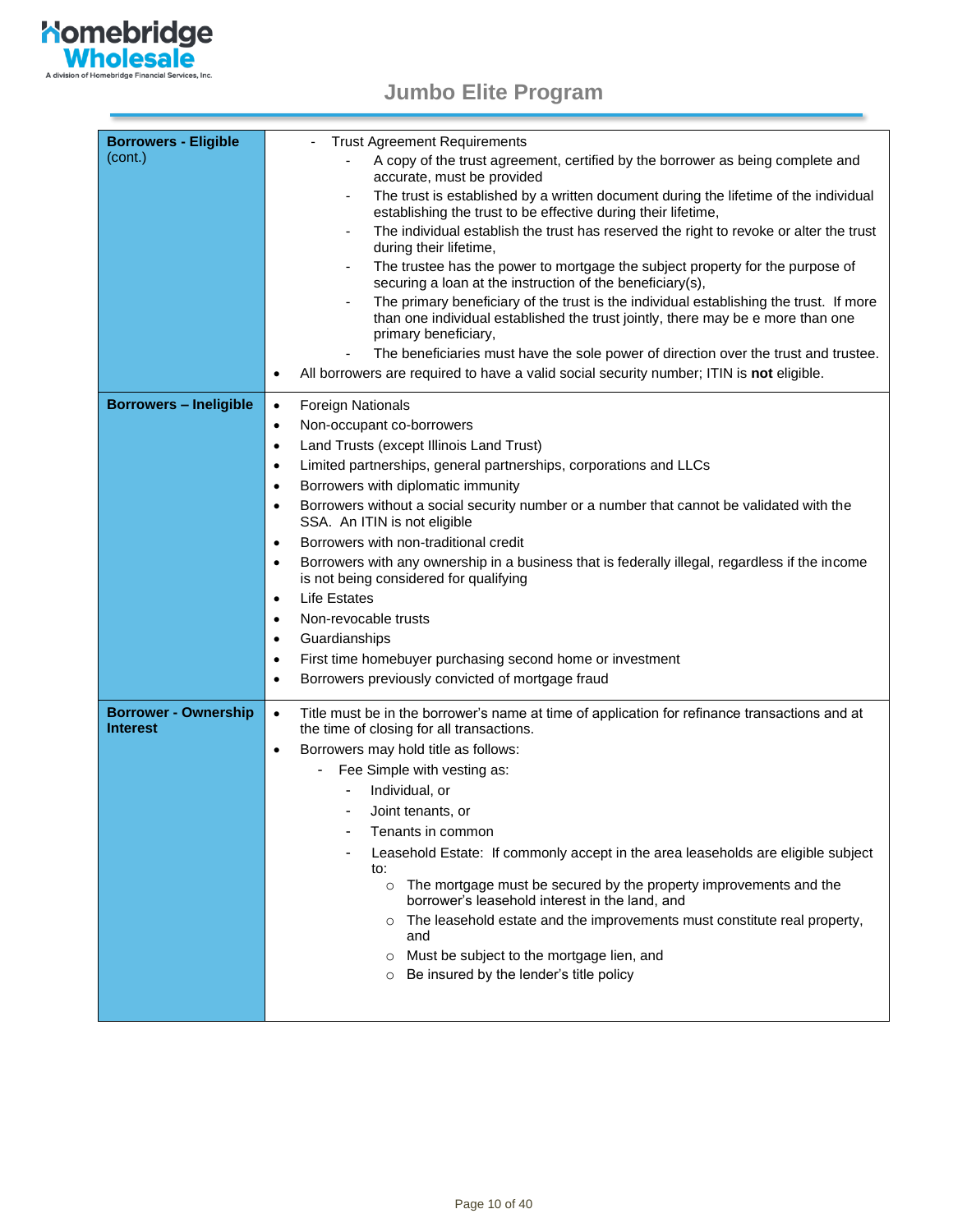| | |
|---|---|
| **Borrowers - Eligible** (cont.) | - Trust Agreement Requirements<br>&nbsp;&nbsp;&nbsp;&nbsp;- A copy of the trust agreement, certified by the borrower as being complete and accurate, must be provided<br>&nbsp;&nbsp;&nbsp;&nbsp;- The trust is established by a written document during the lifetime of the individual establishing the trust to be effective during their lifetime,<br>&nbsp;&nbsp;&nbsp;&nbsp;- The individual establish the trust has reserved the right to revoke or alter the trust during their lifetime,<br>&nbsp;&nbsp;&nbsp;&nbsp;- The trustee has the power to mortgage the subject property for the purpose of securing a loan at the instruction of the beneficiary(s),<br>&nbsp;&nbsp;&nbsp;&nbsp;- The primary beneficiary of the trust is the individual establishing the trust. If more than one individual established the trust jointly, there may be e more than one primary beneficiary,<br>&nbsp;&nbsp;&nbsp;&nbsp;- The beneficiaries must have the sole power of direction over the trust and trustee.<br>• All borrowers are required to have a valid social security number; ITIN is **not** eligible. |
| **Borrowers – Ineligible** | • Foreign Nationals<br>• Non-occupant co-borrowers<br>• Land Trusts (except Illinois Land Trust)<br>• Limited partnerships, general partnerships, corporations and LLCs<br>• Borrowers with diplomatic immunity<br>• Borrowers without a social security number or a number that cannot be validated with the SSA. An ITIN is not eligible<br>• Borrowers with non-traditional credit<br>• Borrowers with any ownership in a business that is federally illegal, regardless if the income is not being considered for qualifying<br>• Life Estates<br>• Non-revocable trusts<br>• Guardianships<br>• First time homebuyer purchasing second home or investment<br>• Borrowers previously convicted of mortgage fraud |
| **Borrower - Ownership Interest** | • Title must be in the borrower's name at time of application for refinance transactions and at the time of closing for all transactions.<br>• Borrowers may hold title as follows:<br>&nbsp;&nbsp;&nbsp;&nbsp;- Fee Simple with vesting as:<br>&nbsp;&nbsp;&nbsp;&nbsp;&nbsp;&nbsp;&nbsp;&nbsp;- Individual, or<br>&nbsp;&nbsp;&nbsp;&nbsp;&nbsp;&nbsp;&nbsp;&nbsp;- Joint tenants, or<br>&nbsp;&nbsp;&nbsp;&nbsp;&nbsp;&nbsp;&nbsp;&nbsp;- Tenants in common<br>&nbsp;&nbsp;&nbsp;&nbsp;&nbsp;&nbsp;&nbsp;&nbsp;- Leasehold Estate: If commonly accept in the area leaseholds are eligible subject to:<br>&nbsp;&nbsp;&nbsp;&nbsp;&nbsp;&nbsp;&nbsp;&nbsp;&nbsp;&nbsp;&nbsp;&nbsp;○ The mortgage must be secured by the property improvements and the borrower's leasehold interest in the land, and<br>&nbsp;&nbsp;&nbsp;&nbsp;&nbsp;&nbsp;&nbsp;&nbsp;&nbsp;&nbsp;&nbsp;&nbsp;○ The leasehold estate and the improvements must constitute real property, and<br>&nbsp;&nbsp;&nbsp;&nbsp;&nbsp;&nbsp;&nbsp;&nbsp;&nbsp;&nbsp;&nbsp;&nbsp;○ Must be subject to the mortgage lien, and<br>&nbsp;&nbsp;&nbsp;&nbsp;&nbsp;&nbsp;&nbsp;&nbsp;&nbsp;&nbsp;&nbsp;&nbsp;○ Be insured by the lender's title policy |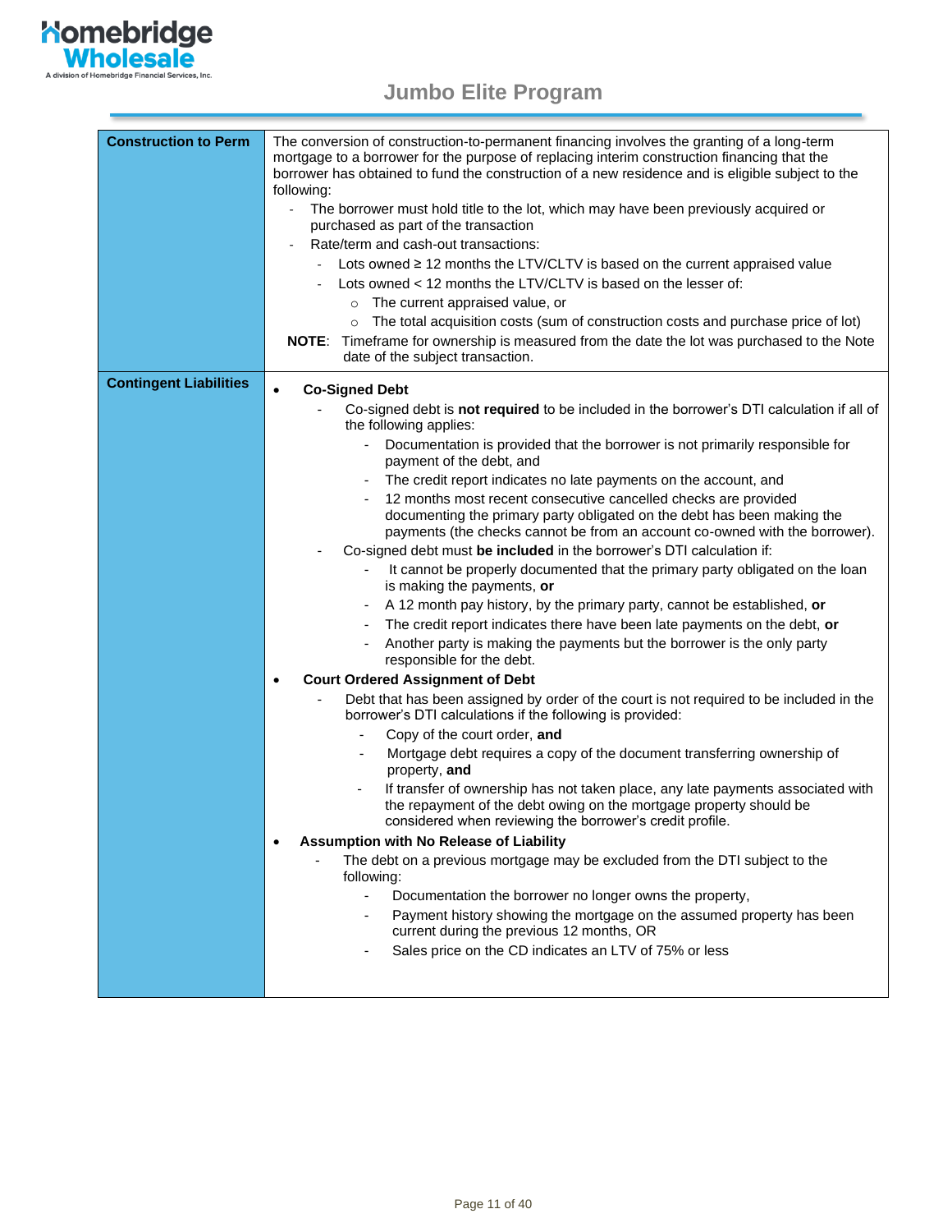| | |
|---|---|
| **Construction to Perm** | The conversion of construction-to-permanent financing involves the granting of a long-term mortgage to a borrower for the purpose of replacing interim construction financing that the borrower has obtained to fund the construction of a new residence and is eligible subject to the following:<br>- The borrower must hold title to the lot, which may have been previously acquired or purchased as part of the transaction<br>- Rate/term and cash-out transactions:<br>&nbsp;&nbsp;- Lots owned ≥ 12 months the LTV/CLTV is based on the current appraised value<br>&nbsp;&nbsp;- Lots owned < 12 months the LTV/CLTV is based on the lesser of:<br>&nbsp;&nbsp;&nbsp;&nbsp;○ The current appraised value, or<br>&nbsp;&nbsp;&nbsp;&nbsp;○ The total acquisition costs (sum of construction costs and purchase price of lot)<br>**NOTE**: Timeframe for ownership is measured from the date the lot was purchased to the Note date of the subject transaction. |
| **Contingent Liabilities** | • **Co-Signed Debt**<br>&nbsp;&nbsp;- Co-signed debt is **not required** to be included in the borrower's DTI calculation if all of the following applies:<br>&nbsp;&nbsp;&nbsp;&nbsp;- Documentation is provided that the borrower is not primarily responsible for payment of the debt, and<br>&nbsp;&nbsp;&nbsp;&nbsp;- The credit report indicates no late payments on the account, and<br>&nbsp;&nbsp;&nbsp;&nbsp;- 12 months most recent consecutive cancelled checks are provided documenting the primary party obligated on the debt has been making the payments (the checks cannot be from an account co-owned with the borrower).<br>&nbsp;&nbsp;- Co-signed debt must **be included** in the borrower's DTI calculation if:<br>&nbsp;&nbsp;&nbsp;&nbsp;- It cannot be properly documented that the primary party obligated on the loan is making the payments, **or**<br>&nbsp;&nbsp;&nbsp;&nbsp;- A 12 month pay history, by the primary party, cannot be established, **or**<br>&nbsp;&nbsp;&nbsp;&nbsp;- The credit report indicates there have been late payments on the debt, **or**<br>&nbsp;&nbsp;&nbsp;&nbsp;- Another party is making the payments but the borrower is the only party responsible for the debt.<br>• **Court Ordered Assignment of Debt**<br>&nbsp;&nbsp;- Debt that has been assigned by order of the court is not required to be included in the borrower's DTI calculations if the following is provided:<br>&nbsp;&nbsp;&nbsp;&nbsp;- Copy of the court order, **and**<br>&nbsp;&nbsp;&nbsp;&nbsp;- Mortgage debt requires a copy of the document transferring ownership of property, **and**<br>&nbsp;&nbsp;&nbsp;&nbsp;- If transfer of ownership has not taken place, any late payments associated with the repayment of the debt owing on the mortgage property should be considered when reviewing the borrower's credit profile.<br>• **Assumption with No Release of Liability**<br>&nbsp;&nbsp;- The debt on a previous mortgage may be excluded from the DTI subject to the following:<br>&nbsp;&nbsp;&nbsp;&nbsp;- Documentation the borrower no longer owns the property,<br>&nbsp;&nbsp;&nbsp;&nbsp;- Payment history showing the mortgage on the assumed property has been current during the previous 12 months, OR<br>&nbsp;&nbsp;&nbsp;&nbsp;- Sales price on the CD indicates an LTV of 75% or less |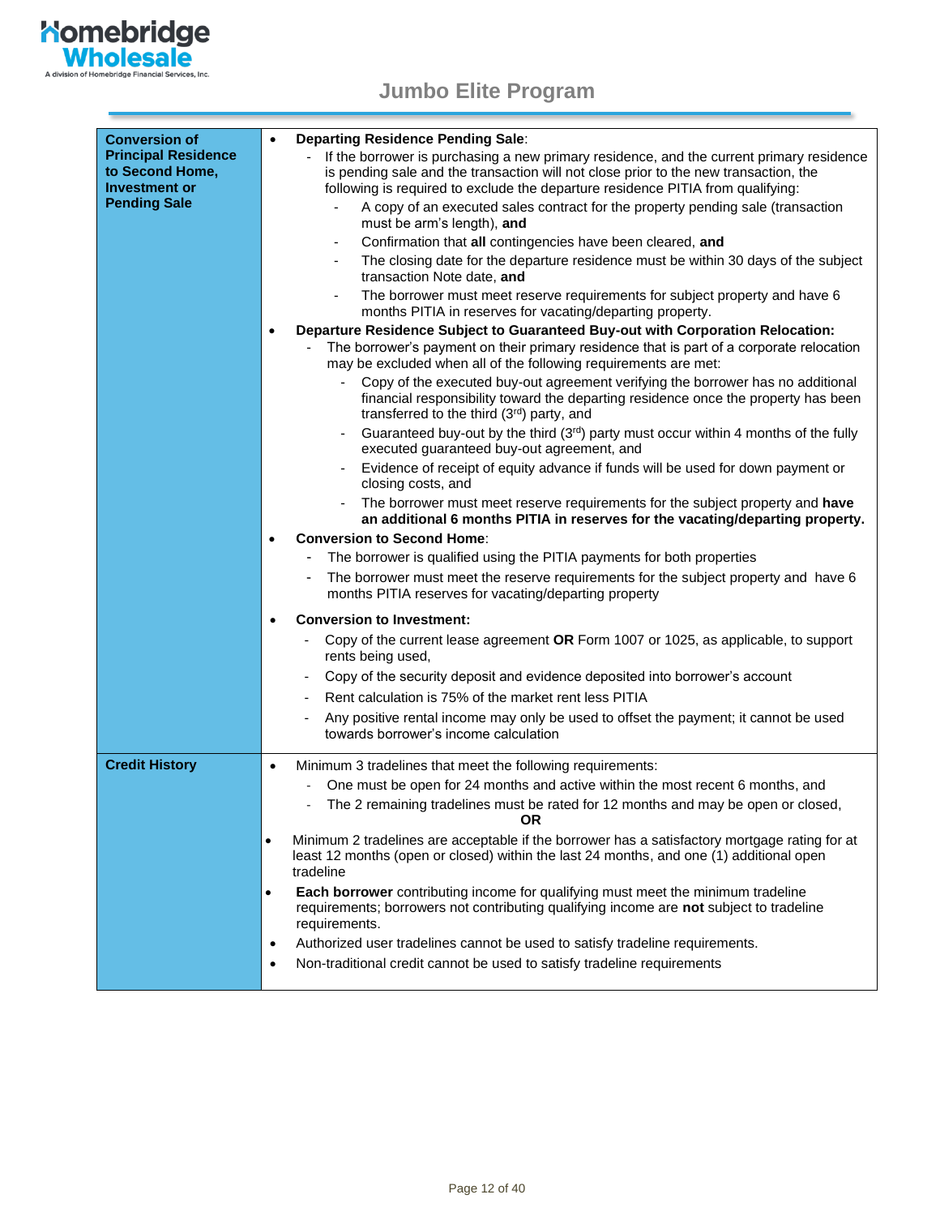| | |
|---|---|
| **Conversion of Principal Residence to Second Home, Investment or Pending Sale** | • **Departing Residence Pending Sale**:<br>- If the borrower is purchasing a new primary residence, and the current primary residence is pending sale and the transaction will not close prior to the new transaction, the following is required to exclude the departure residence PITIA from qualifying:<br>&nbsp;&nbsp;- A copy of an executed sales contract for the property pending sale (transaction must be arm's length), **and**<br>&nbsp;&nbsp;- Confirmation that **all** contingencies have been cleared, **and**<br>&nbsp;&nbsp;- The closing date for the departure residence must be within 30 days of the subject transaction Note date, **and**<br>&nbsp;&nbsp;- The borrower must meet reserve requirements for subject property and have 6 months PITIA in reserves for vacating/departing property.<br>• **Departure Residence Subject to Guaranteed Buy-out with Corporation Relocation:**<br>- The borrower's payment on their primary residence that is part of a corporate relocation may be excluded when all of the following requirements are met:<br>&nbsp;&nbsp;- Copy of the executed buy-out agreement verifying the borrower has no additional financial responsibility toward the departing residence once the property has been transferred to the third (3rd) party, and<br>&nbsp;&nbsp;- Guaranteed buy-out by the third (3rd) party must occur within 4 months of the fully executed guaranteed buy-out agreement, and<br>&nbsp;&nbsp;- Evidence of receipt of equity advance if funds will be used for down payment or closing costs, and<br>&nbsp;&nbsp;- The borrower must meet reserve requirements for the subject property and **have an additional 6 months PITIA in reserves for the vacating/departing property.**<br>• **Conversion to Second Home**:<br>- The borrower is qualified using the PITIA payments for both properties<br>- The borrower must meet the reserve requirements for the subject property and have 6 months PITIA reserves for vacating/departing property<br>• **Conversion to Investment:**<br>- Copy of the current lease agreement **OR** Form 1007 or 1025, as applicable, to support rents being used,<br>- Copy of the security deposit and evidence deposited into borrower's account<br>- Rent calculation is 75% of the market rent less PITIA<br>- Any positive rental income may only be used to offset the payment; it cannot be used towards borrower's income calculation |
| **Credit History** | • Minimum 3 tradelines that meet the following requirements:<br>- One must be open for 24 months and active within the most recent 6 months, and<br>- The 2 remaining tradelines must be rated for 12 months and may be open or closed,<br>**OR**<br>• Minimum 2 tradelines are acceptable if the borrower has a satisfactory mortgage rating for at least 12 months (open or closed) within the last 24 months, and one (1) additional open tradeline<br>• **Each borrower** contributing income for qualifying must meet the minimum tradeline requirements; borrowers not contributing qualifying income are **not** subject to tradeline requirements.<br>• Authorized user tradelines cannot be used to satisfy tradeline requirements.<br>• Non-traditional credit cannot be used to satisfy tradeline requirements |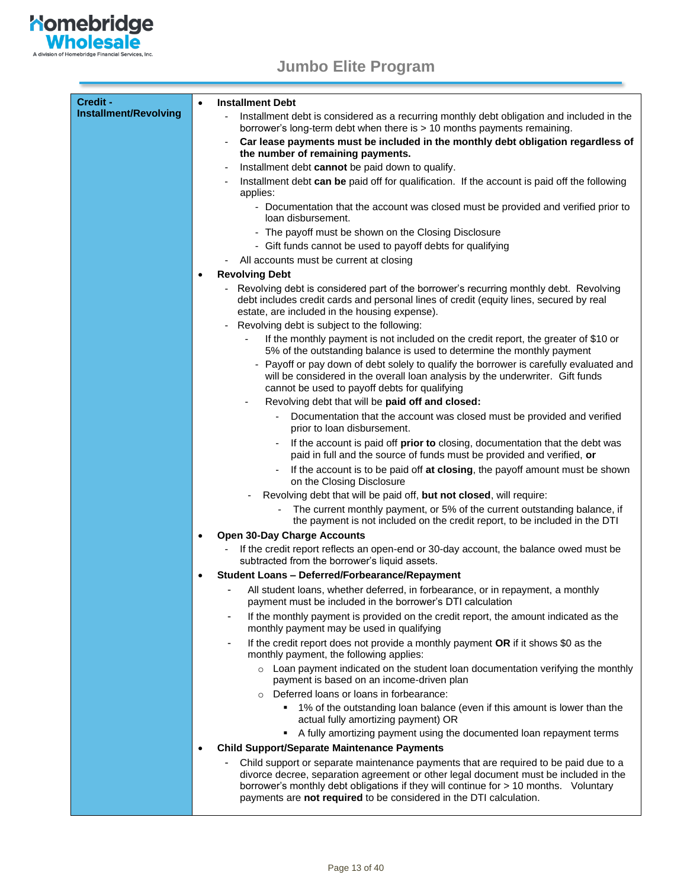| Credit - Installment/Revolving | |
|---|---|

**Credit - Installment/Revolving**

- **Installment Debt**
  - Installment debt is considered as a recurring monthly debt obligation and included in the borrower's long-term debt when there is > 10 months payments remaining.
  - **Car lease payments must be included in the monthly debt obligation regardless of the number of remaining payments.**
  - Installment debt **cannot** be paid down to qualify.
  - Installment debt **can be** paid off for qualification. If the account is paid off the following applies:
    - Documentation that the account was closed must be provided and verified prior to loan disbursement.
    - The payoff must be shown on the Closing Disclosure
    - Gift funds cannot be used to payoff debts for qualifying
  - All accounts must be current at closing
- **Revolving Debt**
  - Revolving debt is considered part of the borrower's recurring monthly debt. Revolving debt includes credit cards and personal lines of credit (equity lines, secured by real estate, are included in the housing expense).
  - Revolving debt is subject to the following:
    - If the monthly payment is not included on the credit report, the greater of $10 or 5% of the outstanding balance is used to determine the monthly payment
    - Payoff or pay down of debt solely to qualify the borrower is carefully evaluated and will be considered in the overall loan analysis by the underwriter. Gift funds cannot be used to payoff debts for qualifying
    - Revolving debt that will be **paid off and closed:**
      - Documentation that the account was closed must be provided and verified prior to loan disbursement.
      - If the account is paid off **prior to** closing, documentation that the debt was paid in full and the source of funds must be provided and verified, **or**
      - If the account is to be paid off **at closing**, the payoff amount must be shown on the Closing Disclosure
    - Revolving debt that will be paid off, **but not closed**, will require:
      - The current monthly payment, or 5% of the current outstanding balance, if the payment is not included on the credit report, to be included in the DTI
- **Open 30-Day Charge Accounts**
  - If the credit report reflects an open-end or 30-day account, the balance owed must be subtracted from the borrower's liquid assets.
- **Student Loans – Deferred/Forbearance/Repayment**
  - All student loans, whether deferred, in forbearance, or in repayment, a monthly payment must be included in the borrower's DTI calculation
  - If the monthly payment is provided on the credit report, the amount indicated as the monthly payment may be used in qualifying
  - If the credit report does not provide a monthly payment **OR** if it shows $0 as the monthly payment, the following applies:
    - Loan payment indicated on the student loan documentation verifying the monthly payment is based on an income-driven plan
    - Deferred loans or loans in forbearance:
      - 1% of the outstanding loan balance (even if this amount is lower than the actual fully amortizing payment) OR
      - A fully amortizing payment using the documented loan repayment terms
- **Child Support/Separate Maintenance Payments**
  - Child support or separate maintenance payments that are required to be paid due to a divorce decree, separation agreement or other legal document must be included in the borrower's monthly debt obligations if they will continue for > 10 months. Voluntary payments are **not required** to be considered in the DTI calculation.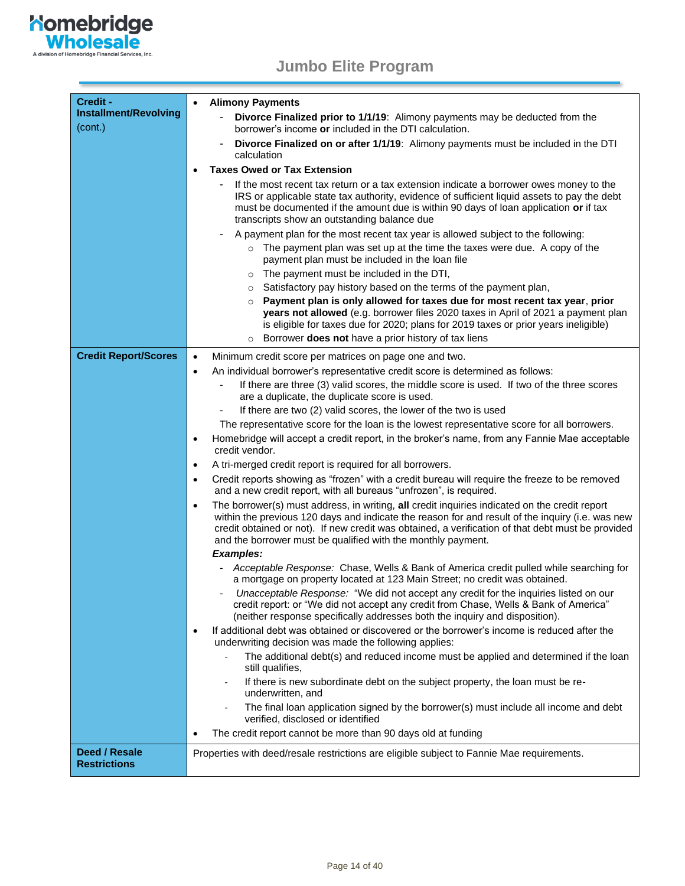# Jumbo Elite Program

| | |
|---|---|
| **Credit - Installment/Revolving** (cont.) | • **Alimony Payments**<br>- **Divorce Finalized prior to 1/1/19**: Alimony payments may be deducted from the borrower's income **or** included in the DTI calculation.<br>- **Divorce Finalized on or after 1/1/19**: Alimony payments must be included in the DTI calculation<br>• **Taxes Owed or Tax Extension**<br>- If the most recent tax return or a tax extension indicate a borrower owes money to the IRS or applicable state tax authority, evidence of sufficient liquid assets to pay the debt must be documented if the amount due is within 90 days of loan application **or** if tax transcripts show an outstanding balance due<br>- A payment plan for the most recent tax year is allowed subject to the following:<br>  ○ The payment plan was set up at the time the taxes were due. A copy of the payment plan must be included in the loan file<br>  ○ The payment must be included in the DTI,<br>  ○ Satisfactory pay history based on the terms of the payment plan,<br>  ○ **Payment plan is only allowed for taxes due for most recent tax year**, **prior years not allowed** (e.g. borrower files 2020 taxes in April of 2021 a payment plan is eligible for taxes due for 2020; plans for 2019 taxes or prior years ineligible)<br>  ○ Borrower **does not** have a prior history of tax liens |
| **Credit Report/Scores** | • Minimum credit score per matrices on page one and two.<br>• An individual borrower's representative credit score is determined as follows:<br>- If there are three (3) valid scores, the middle score is used. If two of the three scores are a duplicate, the duplicate score is used.<br>- If there are two (2) valid scores, the lower of the two is used<br>The representative score for the loan is the lowest representative score for all borrowers.<br>• Homebridge will accept a credit report, in the broker's name, from any Fannie Mae acceptable credit vendor.<br>• A tri-merged credit report is required for all borrowers.<br>• Credit reports showing as "frozen" with a credit bureau will require the freeze to be removed and a new credit report, with all bureaus "unfrozen", is required.<br>• The borrower(s) must address, in writing, **all** credit inquiries indicated on the credit report within the previous 120 days and indicate the reason for and result of the inquiry (i.e. was new credit obtained or not). If new credit was obtained, a verification of that debt must be provided and the borrower must be qualified with the monthly payment.<br>***Examples:***<br>- *Acceptable Response:* Chase, Wells & Bank of America credit pulled while searching for a mortgage on property located at 123 Main Street; no credit was obtained.<br>- *Unacceptable Response:* "We did not accept any credit for the inquiries listed on our credit report: or "We did not accept any credit from Chase, Wells & Bank of America" (neither response specifically addresses both the inquiry and disposition).<br>• If additional debt was obtained or discovered or the borrower's income is reduced after the underwriting decision was made the following applies:<br>- The additional debt(s) and reduced income must be applied and determined if the loan still qualifies,<br>- If there is new subordinate debt on the subject property, the loan must be re-underwritten, and<br>- The final loan application signed by the borrower(s) must include all income and debt verified, disclosed or identified<br>• The credit report cannot be more than 90 days old at funding |
| **Deed / Resale Restrictions** | Properties with deed/resale restrictions are eligible subject to Fannie Mae requirements. |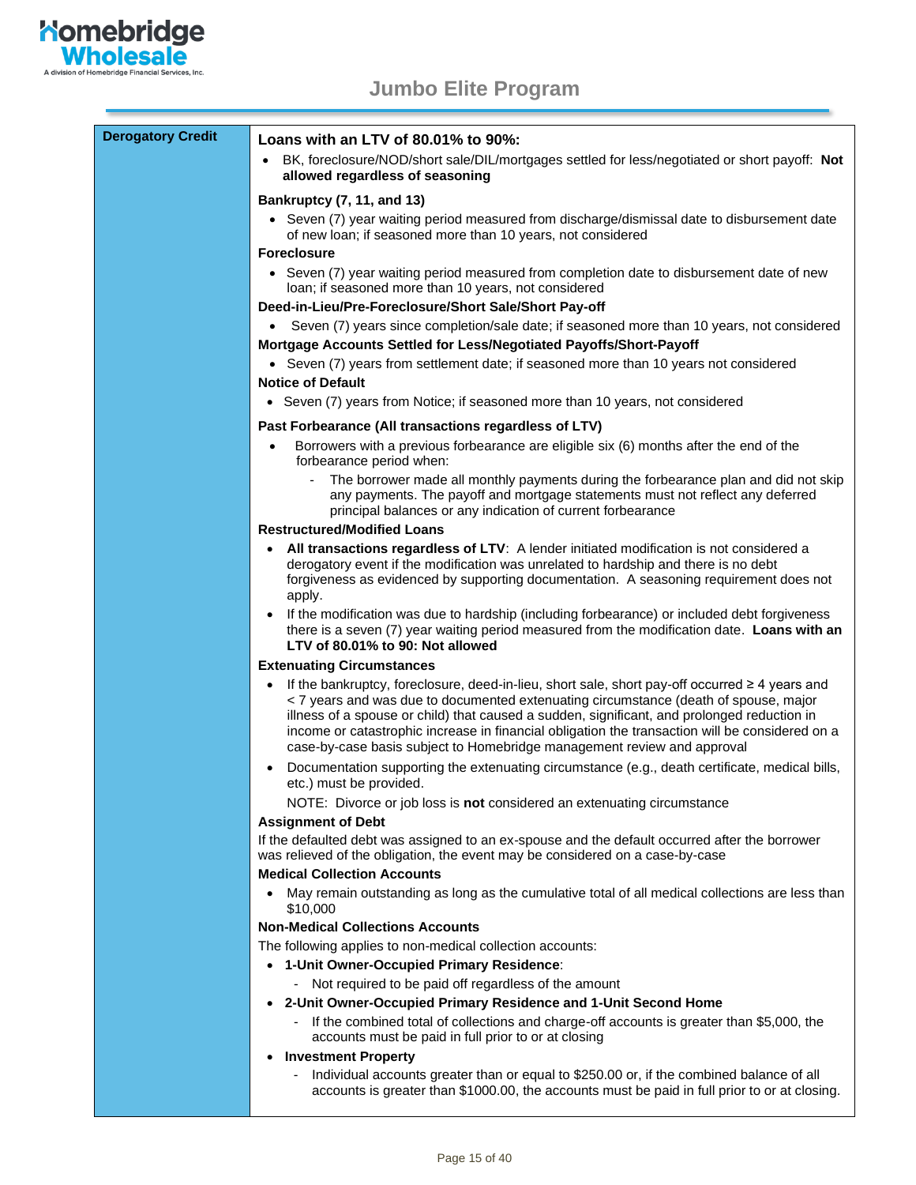| Derogatory Credit | **Loans with an LTV of 80.01% to 90%:**<br>• BK, foreclosure/NOD/short sale/DIL/mortgages settled for less/negotiated or short payoff: **Not allowed regardless of seasoning**<br><br>**Bankruptcy (7, 11, and 13)**<br>• Seven (7) year waiting period measured from discharge/dismissal date to disbursement date of new loan; if seasoned more than 10 years, not considered<br>**Foreclosure**<br>• Seven (7) year waiting period measured from completion date to disbursement date of new loan; if seasoned more than 10 years, not considered<br>**Deed-in-Lieu/Pre-Foreclosure/Short Sale/Short Pay-off**<br>• Seven (7) years since completion/sale date; if seasoned more than 10 years, not considered<br>**Mortgage Accounts Settled for Less/Negotiated Payoffs/Short-Payoff**<br>• Seven (7) years from settlement date; if seasoned more than 10 years not considered<br>**Notice of Default**<br>• Seven (7) years from Notice; if seasoned more than 10 years, not considered<br><br>**Past Forbearance (All transactions regardless of LTV)**<br>• Borrowers with a previous forbearance are eligible six (6) months after the end of the forbearance period when:<br>&nbsp;&nbsp;- The borrower made all monthly payments during the forbearance plan and did not skip any payments. The payoff and mortgage statements must not reflect any deferred principal balances or any indication of current forbearance<br>**Restructured/Modified Loans**<br>• **All transactions regardless of LTV**: A lender initiated modification is not considered a derogatory event if the modification was unrelated to hardship and there is no debt forgiveness as evidenced by supporting documentation. A seasoning requirement does not apply.<br>• If the modification was due to hardship (including forbearance) or included debt forgiveness there is a seven (7) year waiting period measured from the modification date. **Loans with an LTV of 80.01% to 90: Not allowed**<br>**Extenuating Circumstances**<br>• If the bankruptcy, foreclosure, deed-in-lieu, short sale, short pay-off occurred ≥ 4 years and < 7 years and was due to documented extenuating circumstance (death of spouse, major illness of a spouse or child) that caused a sudden, significant, and prolonged reduction in income or catastrophic increase in financial obligation the transaction will be considered on a case-by-case basis subject to Homebridge management review and approval<br>• Documentation supporting the extenuating circumstance (e.g., death certificate, medical bills, etc.) must be provided.<br>NOTE: Divorce or job loss is **not** considered an extenuating circumstance<br>**Assignment of Debt**<br>If the defaulted debt was assigned to an ex-spouse and the default occurred after the borrower was relieved of the obligation, the event may be considered on a case-by-case<br>**Medical Collection Accounts**<br>• May remain outstanding as long as the cumulative total of all medical collections are less than $10,000<br>**Non-Medical Collections Accounts**<br>The following applies to non-medical collection accounts:<br>• **1-Unit Owner-Occupied Primary Residence**:<br>&nbsp;&nbsp;- Not required to be paid off regardless of the amount<br>• **2-Unit Owner-Occupied Primary Residence and 1-Unit Second Home**<br>&nbsp;&nbsp;- If the combined total of collections and charge-off accounts is greater than $5,000, the accounts must be paid in full prior to or at closing<br>• **Investment Property**<br>&nbsp;&nbsp;- Individual accounts greater than or equal to $250.00 or, if the combined balance of all accounts is greater than $1000.00, the accounts must be paid in full prior to or at closing. |
|---|---|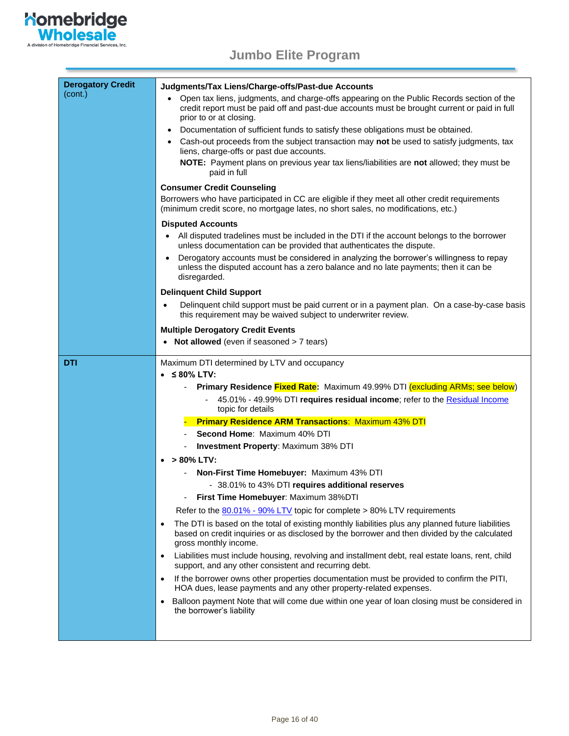## Jumbo Elite Program

| | |
|---|---|
| **Derogatory Credit** (cont.) | **Judgments/Tax Liens/Charge-offs/Past-due Accounts**<br>• Open tax liens, judgments, and charge-offs appearing on the Public Records section of the credit report must be paid off and past-due accounts must be brought current or paid in full prior to or at closing.<br>• Documentation of sufficient funds to satisfy these obligations must be obtained.<br>• Cash-out proceeds from the subject transaction may **not** be used to satisfy judgments, tax liens, charge-offs or past due accounts.<br>**NOTE:** Payment plans on previous year tax liens/liabilities are **not** allowed; they must be paid in full<br><br>**Consumer Credit Counseling**<br>Borrowers who have participated in CC are eligible if they meet all other credit requirements (minimum credit score, no mortgage lates, no short sales, no modifications, etc.)<br><br>**Disputed Accounts**<br>• All disputed tradelines must be included in the DTI if the account belongs to the borrower unless documentation can be provided that authenticates the dispute.<br>• Derogatory accounts must be considered in analyzing the borrower's willingness to repay unless the disputed account has a zero balance and no late payments; then it can be disregarded.<br><br>**Delinquent Child Support**<br>• Delinquent child support must be paid current or in a payment plan. On a case-by-case basis this requirement may be waived subject to underwriter review.<br><br>**Multiple Derogatory Credit Events**<br>• **Not allowed** (even if seasoned > 7 tears) |
| **DTI** | Maximum DTI determined by LTV and occupancy<br>• **≤ 80% LTV:**<br>- **Primary Residence Fixed Rate:** Maximum 49.99% DTI (excluding ARMs; see below)<br>- 45.01% - 49.99% DTI **requires residual income**; refer to the Residual Income topic for details<br>- **Primary Residence ARM Transactions**: Maximum 43% DTI<br>- **Second Home**: Maximum 40% DTI<br>- **Investment Property**: Maximum 38% DTI<br>• **> 80% LTV:**<br>- **Non-First Time Homebuyer:** Maximum 43% DTI<br>- 38.01% to 43% DTI **requires additional reserves**<br>- **First Time Homebuyer**: Maximum 38%DTI<br>Refer to the 80.01% - 90% LTV topic for complete > 80% LTV requirements<br>• The DTI is based on the total of existing monthly liabilities plus any planned future liabilities based on credit inquiries or as disclosed by the borrower and then divided by the calculated gross monthly income.<br>• Liabilities must include housing, revolving and installment debt, real estate loans, rent, child support, and any other consistent and recurring debt.<br>• If the borrower owns other properties documentation must be provided to confirm the PITI, HOA dues, lease payments and any other property-related expenses.<br>• Balloon payment Note that will come due within one year of loan closing must be considered in the borrower's liability |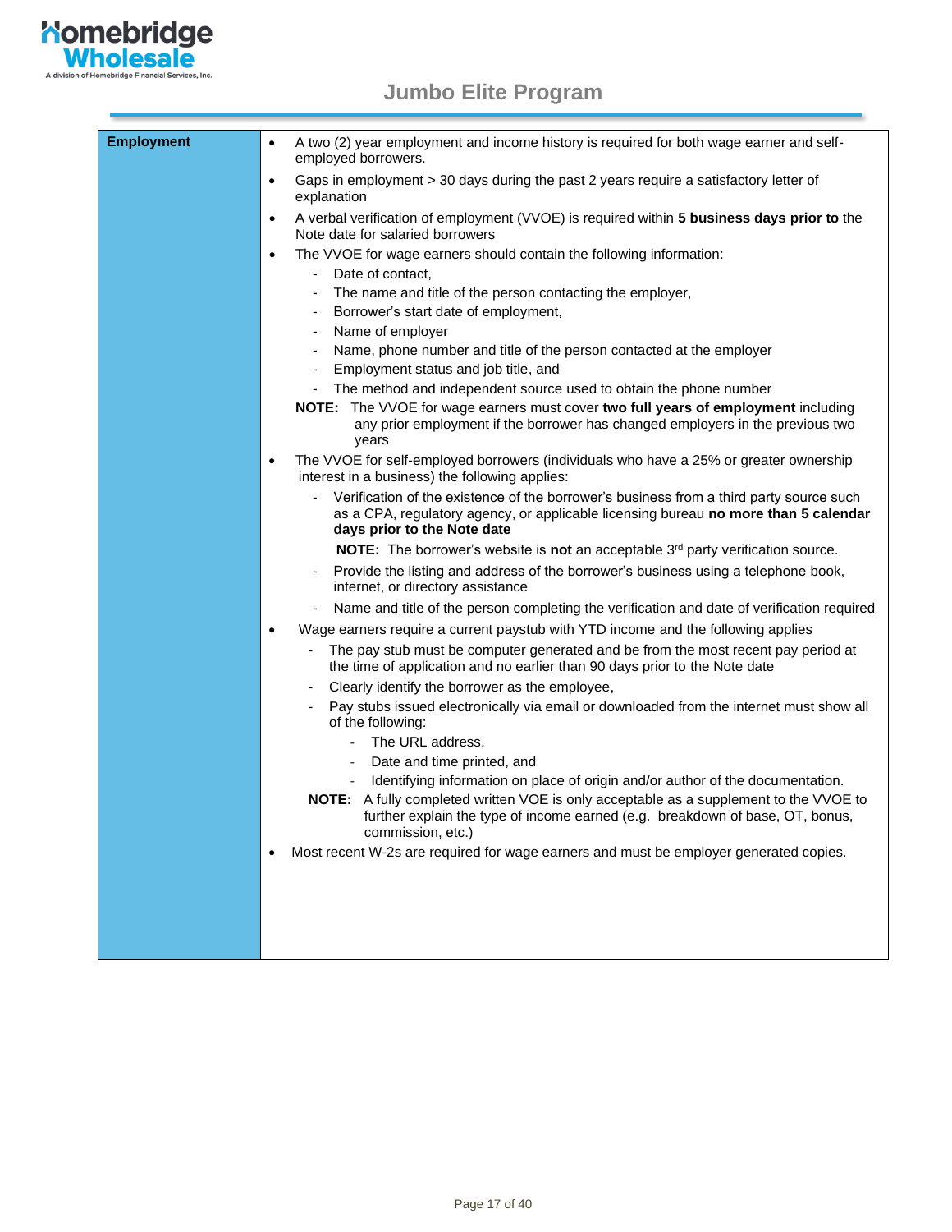## Jumbo Elite Program

### Employment

- A two (2) year employment and income history is required for both wage earner and self-employed borrowers.
- Gaps in employment > 30 days during the past 2 years require a satisfactory letter of explanation
- A verbal verification of employment (VVOE) is required within **5 business days prior to** the Note date for salaried borrowers
- The VVOE for wage earners should contain the following information:
  - Date of contact,
  - The name and title of the person contacting the employer,
  - Borrower's start date of employment,
  - Name of employer
  - Name, phone number and title of the person contacted at the employer
  - Employment status and job title, and
  - The method and independent source used to obtain the phone number

  **NOTE:** The VVOE for wage earners must cover **two full years of employment** including any prior employment if the borrower has changed employers in the previous two years
- The VVOE for self-employed borrowers (individuals who have a 25% or greater ownership interest in a business) the following applies:
  - Verification of the existence of the borrower's business from a third party source such as a CPA, regulatory agency, or applicable licensing bureau **no more than 5 calendar days prior to the Note date**

    **NOTE:** The borrower's website is **not** an acceptable 3rd party verification source.
  - Provide the listing and address of the borrower's business using a telephone book, internet, or directory assistance
  - Name and title of the person completing the verification and date of verification required
- Wage earners require a current paystub with YTD income and the following applies
  - The pay stub must be computer generated and be from the most recent pay period at the time of application and no earlier than 90 days prior to the Note date
  - Clearly identify the borrower as the employee,
  - Pay stubs issued electronically via email or downloaded from the internet must show all of the following:
    - The URL address,
    - Date and time printed, and
    - Identifying information on place of origin and/or author of the documentation.

  **NOTE:** A fully completed written VOE is only acceptable as a supplement to the VVOE to further explain the type of income earned (e.g. breakdown of base, OT, bonus, commission, etc.)
- Most recent W-2s are required for wage earners and must be employer generated copies.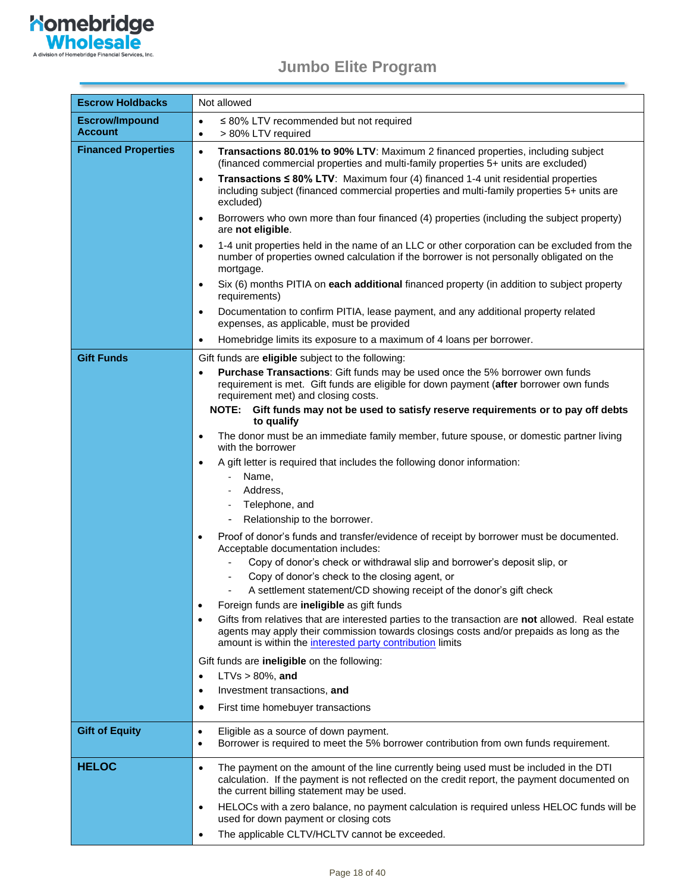# Jumbo Elite Program

| | |
|---|---|
| **Escrow Holdbacks** | Not allowed |
| **Escrow/Impound Account** | • ≤ 80% LTV recommended but not required<br>• > 80% LTV required |
| **Financed Properties** | • **Transactions 80.01% to 90% LTV**: Maximum 2 financed properties, including subject (financed commercial properties and multi-family properties 5+ units are excluded)<br>• **Transactions ≤ 80% LTV**: Maximum four (4) financed 1-4 unit residential properties including subject (financed commercial properties and multi-family properties 5+ units are excluded)<br>• Borrowers who own more than four financed (4) properties (including the subject property) are **not eligible**.<br>• 1-4 unit properties held in the name of an LLC or other corporation can be excluded from the number of properties owned calculation if the borrower is not personally obligated on the mortgage.<br>• Six (6) months PITIA on **each additional** financed property (in addition to subject property requirements)<br>• Documentation to confirm PITIA, lease payment, and any additional property related expenses, as applicable, must be provided<br>• Homebridge limits its exposure to a maximum of 4 loans per borrower. |
| **Gift Funds** | Gift funds are **eligible** subject to the following:<br>• **Purchase Transactions**: Gift funds may be used once the 5% borrower own funds requirement is met. Gift funds are eligible for down payment (**after** borrower own funds requirement met) and closing costs.<br>**NOTE: Gift funds may not be used to satisfy reserve requirements or to pay off debts to qualify**<br>• The donor must be an immediate family member, future spouse, or domestic partner living with the borrower<br>• A gift letter is required that includes the following donor information:<br>- Name,<br>- Address,<br>- Telephone, and<br>- Relationship to the borrower.<br>• Proof of donor's funds and transfer/evidence of receipt by borrower must be documented. Acceptable documentation includes:<br>- Copy of donor's check or withdrawal slip and borrower's deposit slip, or<br>- Copy of donor's check to the closing agent, or<br>- A settlement statement/CD showing receipt of the donor's gift check<br>• Foreign funds are **ineligible** as gift funds<br>• Gifts from relatives that are interested parties to the transaction are **not** allowed. Real estate agents may apply their commission towards closings costs and/or prepaids as long as the amount is within the interested party contribution limits<br><br>Gift funds are **ineligible** on the following:<br>• LTVs > 80%, **and**<br>• Investment transactions, **and**<br>• First time homebuyer transactions |
| **Gift of Equity** | • Eligible as a source of down payment.<br>• Borrower is required to meet the 5% borrower contribution from own funds requirement. |
| **HELOC** | • The payment on the amount of the line currently being used must be included in the DTI calculation. If the payment is not reflected on the credit report, the payment documented on the current billing statement may be used.<br>• HELOCs with a zero balance, no payment calculation is required unless HELOC funds will be used for down payment or closing costs<br>• The applicable CLTV/HCLTV cannot be exceeded. |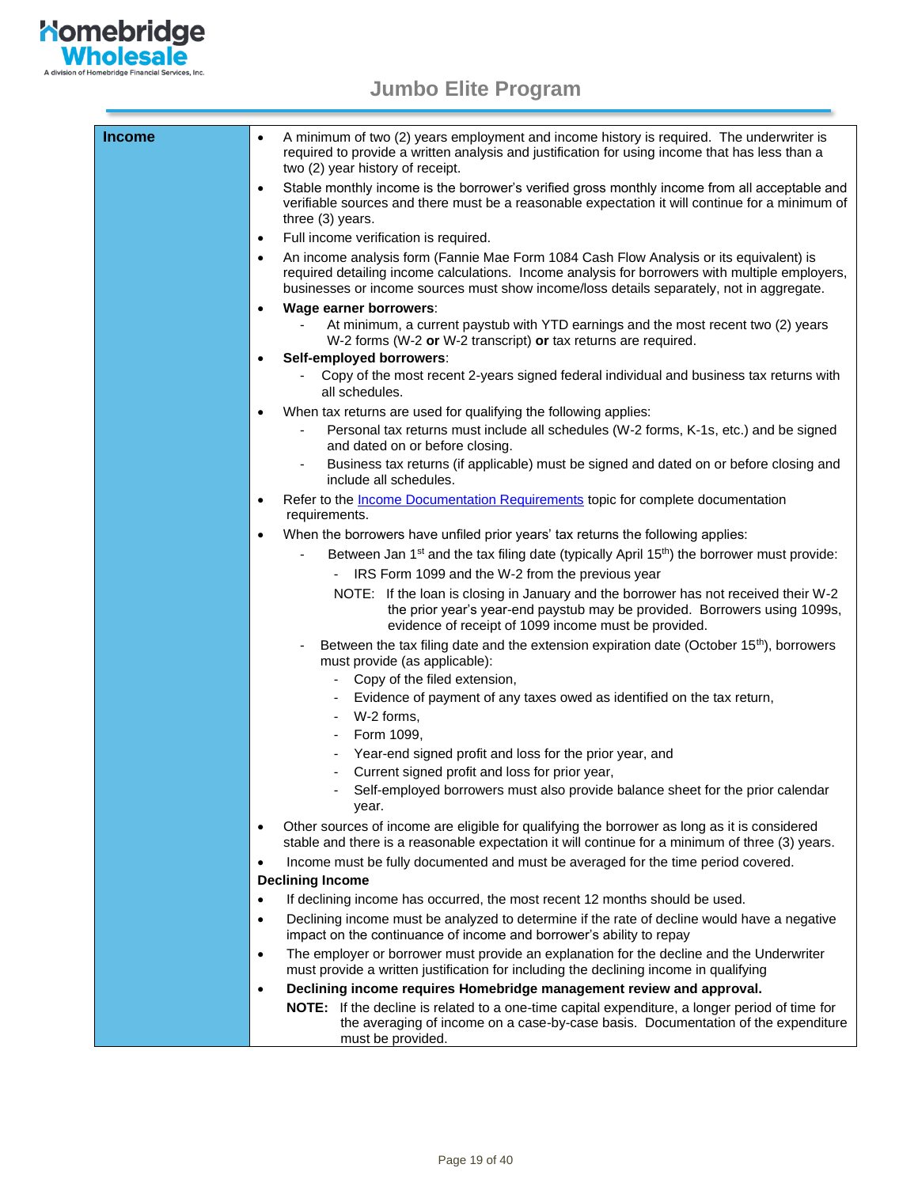| Income | |
|---|---|
| | |

**Income**

- A minimum of two (2) years employment and income history is required. The underwriter is required to provide a written analysis and justification for using income that has less than a two (2) year history of receipt.
- Stable monthly income is the borrower's verified gross monthly income from all acceptable and verifiable sources and there must be a reasonable expectation it will continue for a minimum of three (3) years.
- Full income verification is required.
- An income analysis form (Fannie Mae Form 1084 Cash Flow Analysis or its equivalent) is required detailing income calculations. Income analysis for borrowers with multiple employers, businesses or income sources must show income/loss details separately, not in aggregate.
- **Wage earner borrowers**:
  - At minimum, a current paystub with YTD earnings and the most recent two (2) years W-2 forms (W-2 **or** W-2 transcript) **or** tax returns are required.
- **Self-employed borrowers**:
  - Copy of the most recent 2-years signed federal individual and business tax returns with all schedules.
- When tax returns are used for qualifying the following applies:
  - Personal tax returns must include all schedules (W-2 forms, K-1s, etc.) and be signed and dated on or before closing.
  - Business tax returns (if applicable) must be signed and dated on or before closing and include all schedules.
- Refer to the Income Documentation Requirements topic for complete documentation requirements.
- When the borrowers have unfiled prior years' tax returns the following applies:
  - Between Jan 1st and the tax filing date (typically April 15th) the borrower must provide:
    - IRS Form 1099 and the W-2 from the previous year

    NOTE: If the loan is closing in January and the borrower has not received their W-2 the prior year's year-end paystub may be provided. Borrowers using 1099s, evidence of receipt of 1099 income must be provided.
  - Between the tax filing date and the extension expiration date (October 15th), borrowers must provide (as applicable):
    - Copy of the filed extension,
    - Evidence of payment of any taxes owed as identified on the tax return,
    - W-2 forms,
    - Form 1099,
    - Year-end signed profit and loss for the prior year, and
    - Current signed profit and loss for prior year,
    - Self-employed borrowers must also provide balance sheet for the prior calendar year.
- Other sources of income are eligible for qualifying the borrower as long as it is considered stable and there is a reasonable expectation it will continue for a minimum of three (3) years.
- Income must be fully documented and must be averaged for the time period covered.

**Declining Income**

- If declining income has occurred, the most recent 12 months should be used.
- Declining income must be analyzed to determine if the rate of decline would have a negative impact on the continuance of income and borrower's ability to repay
- The employer or borrower must provide an explanation for the decline and the Underwriter must provide a written justification for including the declining income in qualifying
- **Declining income requires Homebridge management review and approval.**

  **NOTE:** If the decline is related to a one-time capital expenditure, a longer period of time for the averaging of income on a case-by-case basis. Documentation of the expenditure must be provided.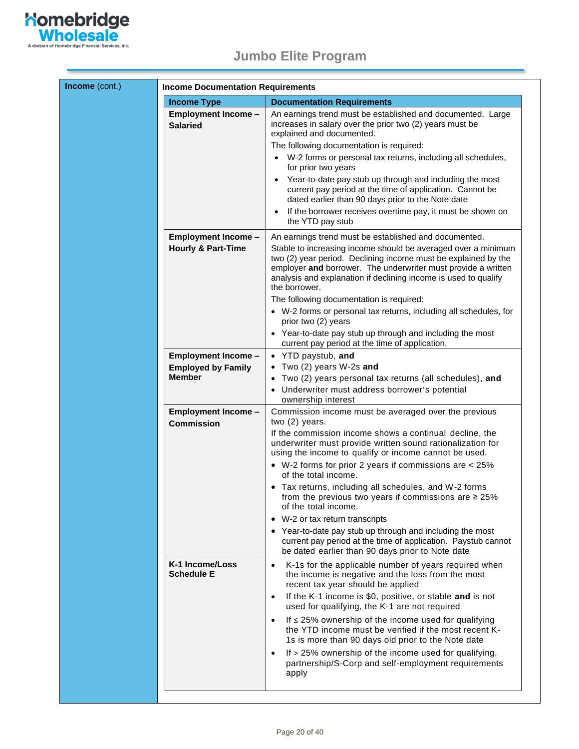# Jumbo Elite Program

**Income** (cont.)

**Income Documentation Requirements**

| Income Type | Documentation Requirements |
|---|---|
| **Employment Income – Salaried** | An earnings trend must be established and documented. Large increases in salary over the prior two (2) years must be explained and documented.<br>The following documentation is required:<br>• W-2 forms or personal tax returns, including all schedules, for prior two years<br>• Year-to-date pay stub up through and including the most current pay period at the time of application. Cannot be dated earlier than 90 days prior to the Note date<br>• If the borrower receives overtime pay, it must be shown on the YTD pay stub |
| **Employment Income – Hourly & Part-Time** | An earnings trend must be established and documented.<br>Stable to increasing income should be averaged over a minimum two (2) year period. Declining income must be explained by the employer **and** borrower. The underwriter must provide a written analysis and explanation if declining income is used to qualify the borrower.<br>The following documentation is required:<br>• W-2 forms or personal tax returns, including all schedules, for prior two (2) years<br>• Year-to-date pay stub up through and including the most current pay period at the time of application. |
| **Employment Income – Employed by Family Member** | • YTD paystub, **and**<br>• Two (2) years W-2s **and**<br>• Two (2) years personal tax returns (all schedules), **and**<br>• Underwriter must address borrower's potential ownership interest |
| **Employment Income – Commission** | Commission income must be averaged over the previous two (2) years.<br>If the commission income shows a continual decline, the underwriter must provide written sound rationalization for using the income to qualify or income cannot be used.<br>• W-2 forms for prior 2 years if commissions are < 25% of the total income.<br>• Tax returns, including all schedules, and W-2 forms from the previous two years if commissions are ≥ 25% of the total income.<br>• W-2 or tax return transcripts<br>• Year-to-date pay stub up through and including the most current pay period at the time of application. Paystub cannot be dated earlier than 90 days prior to Note date |
| **K-1 Income/Loss Schedule E** | • K-1s for the applicable number of years required when the income is negative and the loss from the most recent tax year should be applied<br>• If the K-1 income is $0, positive, or stable **and** is not used for qualifying, the K-1 are not required<br>• If ≤ 25% ownership of the income used for qualifying the YTD income must be verified if the most recent K-1s is more than 90 days old prior to the Note date<br>• If > 25% ownership of the income used for qualifying, partnership/S-Corp and self-employment requirements apply |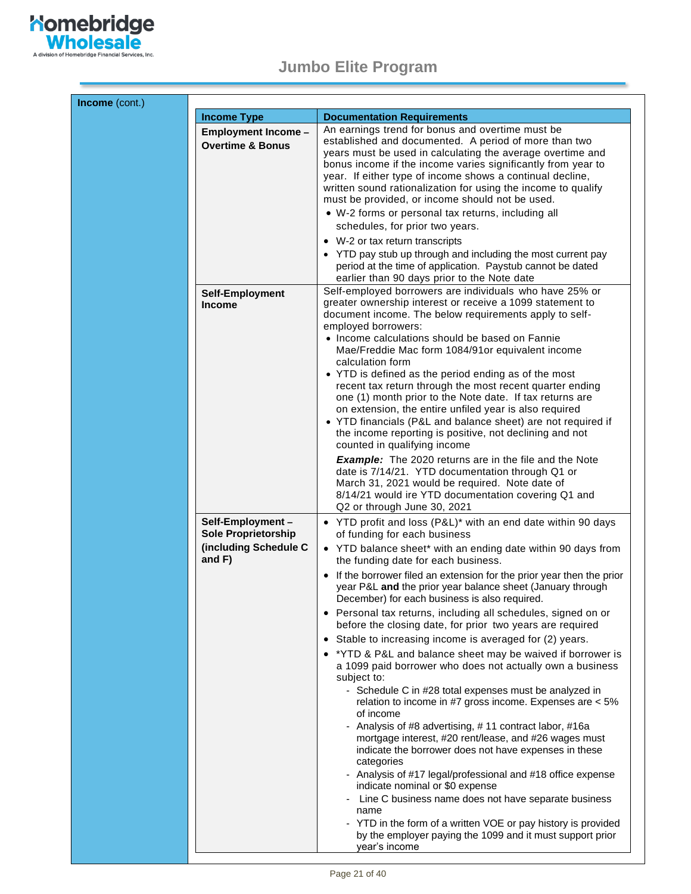**Income** (cont.)

| Income Type | Documentation Requirements |
|---|---|
| **Employment Income – Overtime & Bonus** | An earnings trend for bonus and overtime must be established and documented. A period of more than two years must be used in calculating the average overtime and bonus income if the income varies significantly from year to year. If either type of income shows a continual decline, written sound rationalization for using the income to qualify must be provided, or income should not be used.<br>• W-2 forms or personal tax returns, including all schedules, for prior two years.<br>• W-2 or tax return transcripts<br>• YTD pay stub up through and including the most current pay period at the time of application. Paystub cannot be dated earlier than 90 days prior to the Note date |
| **Self-Employment Income** | Self-employed borrowers are individuals who have 25% or greater ownership interest or receive a 1099 statement to document income. The below requirements apply to self-employed borrowers:<br>• Income calculations should be based on Fannie Mae/Freddie Mac form 1084/91or equivalent income calculation form<br>• YTD is defined as the period ending as of the most recent tax return through the most recent quarter ending one (1) month prior to the Note date. If tax returns are on extension, the entire unfiled year is also required<br>• YTD financials (P&L and balance sheet) are not required if the income reporting is positive, not declining and not counted in qualifying income<br>***Example:*** The 2020 returns are in the file and the Note date is 7/14/21. YTD documentation through Q1 or March 31, 2021 would be required. Note date of 8/14/21 would ire YTD documentation covering Q1 and Q2 or through June 30, 2021 |
| **Self-Employment – Sole Proprietorship (including Schedule C and F)** | • YTD profit and loss (P&L)* with an end date within 90 days of funding for each business<br>• YTD balance sheet* with an ending date within 90 days from the funding date for each business.<br>• If the borrower filed an extension for the prior year then the prior year P&L **and** the prior year balance sheet (January through December) for each business is also required.<br>• Personal tax returns, including all schedules, signed on or before the closing date, for prior two years are required<br>• Stable to increasing income is averaged for (2) years.<br>• *YTD & P&L and balance sheet may be waived if borrower is a 1099 paid borrower who does not actually own a business subject to:<br>- Schedule C in #28 total expenses must be analyzed in relation to income in #7 gross income. Expenses are < 5% of income<br>- Analysis of #8 advertising, # 11 contract labor, #16a mortgage interest, #20 rent/lease, and #26 wages must indicate the borrower does not have expenses in these categories<br>- Analysis of #17 legal/professional and #18 office expense indicate nominal or $0 expense<br>- Line C business name does not have separate business name<br>- YTD in the form of a written VOE or pay history is provided by the employer paying the 1099 and it must support prior year's income |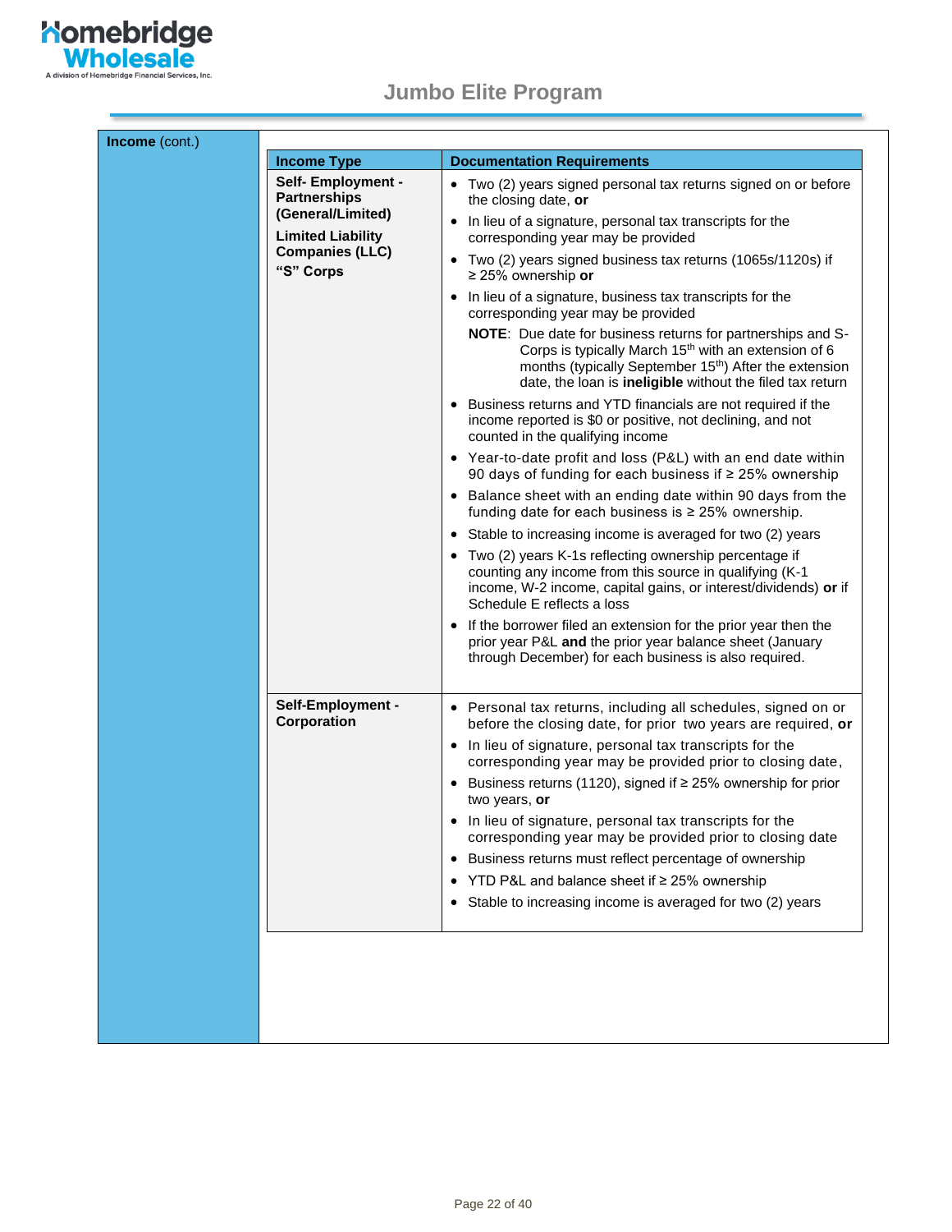**Income** (cont.)

| Income Type | Documentation Requirements |
|---|---|
| **Self- Employment - Partnerships (General/Limited)**<br><br>**Limited Liability Companies (LLC)**<br><br>**"S" Corps** | • Two (2) years signed personal tax returns signed on or before the closing date, **or**<br>• In lieu of a signature, personal tax transcripts for the corresponding year may be provided<br>• Two (2) years signed business tax returns (1065s/1120s) if ≥ 25% ownership **or**<br>• In lieu of a signature, business tax transcripts for the corresponding year may be provided<br>**NOTE**: Due date for business returns for partnerships and S-Corps is typically March 15th with an extension of 6 months (typically September 15th) After the extension date, the loan is **ineligible** without the filed tax return<br>• Business returns and YTD financials are not required if the income reported is $0 or positive, not declining, and not counted in the qualifying income<br>• Year-to-date profit and loss (P&L) with an end date within 90 days of funding for each business if ≥ 25% ownership<br>• Balance sheet with an ending date within 90 days from the funding date for each business is ≥ 25% ownership.<br>• Stable to increasing income is averaged for two (2) years<br>• Two (2) years K-1s reflecting ownership percentage if counting any income from this source in qualifying (K-1 income, W-2 income, capital gains, or interest/dividends) **or** if Schedule E reflects a loss<br>• If the borrower filed an extension for the prior year then the prior year P&L **and** the prior year balance sheet (January through December) for each business is also required. |
| **Self-Employment - Corporation** | • Personal tax returns, including all schedules, signed on or before the closing date, for prior two years are required, **or**<br>• In lieu of signature, personal tax transcripts for the corresponding year may be provided prior to closing date,<br>• Business returns (1120), signed if ≥ 25% ownership for prior two years, **or**<br>• In lieu of signature, personal tax transcripts for the corresponding year may be provided prior to closing date<br>• Business returns must reflect percentage of ownership<br>• YTD P&L and balance sheet if ≥ 25% ownership<br>• Stable to increasing income is averaged for two (2) years |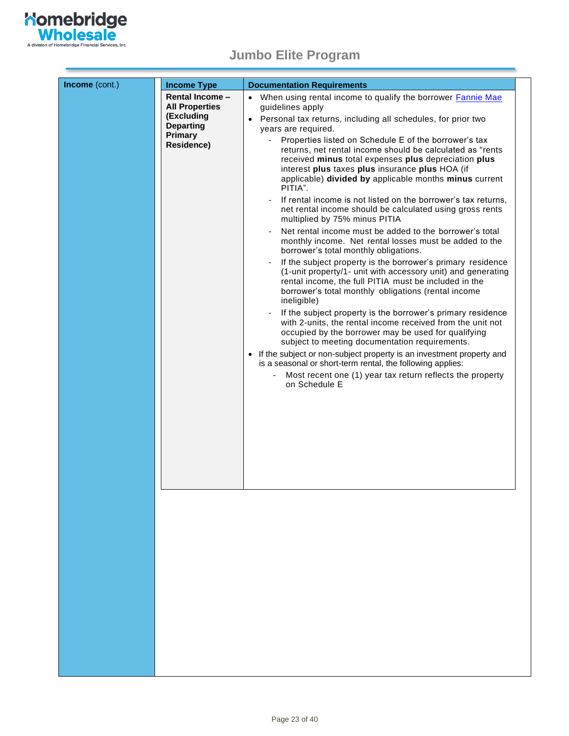**Income** (cont.)

| Income Type | Documentation Requirements |
|---|---|
| **Rental Income – All Properties (Excluding Departing Primary Residence)** | • When using rental income to qualify the borrower Fannie Mae guidelines apply<br>• Personal tax returns, including all schedules, for prior two years are required.<br>&nbsp;&nbsp;- Properties listed on Schedule E of the borrower's tax returns, net rental income should be calculated as "rents received **minus** total expenses **plus** depreciation **plus** interest **plus** taxes **plus** insurance **plus** HOA (if applicable) **divided by** applicable months **minus** current PITIA".<br>&nbsp;&nbsp;- If rental income is not listed on the borrower's tax returns, net rental income should be calculated using gross rents multiplied by 75% minus PITIA<br>&nbsp;&nbsp;- Net rental income must be added to the borrower's total monthly income. Net rental losses must be added to the borrower's total monthly obligations.<br>&nbsp;&nbsp;- If the subject property is the borrower's primary residence (1-unit property/1- unit with accessory unit) and generating rental income, the full PITIA must be included in the borrower's total monthly obligations (rental income ineligible)<br>&nbsp;&nbsp;- If the subject property is the borrower's primary residence with 2-units, the rental income received from the unit not occupied by the borrower may be used for qualifying subject to meeting documentation requirements.<br>• If the subject or non-subject property is an investment property and is a seasonal or short-term rental, the following applies:<br>&nbsp;&nbsp;- Most recent one (1) year tax return reflects the property on Schedule E |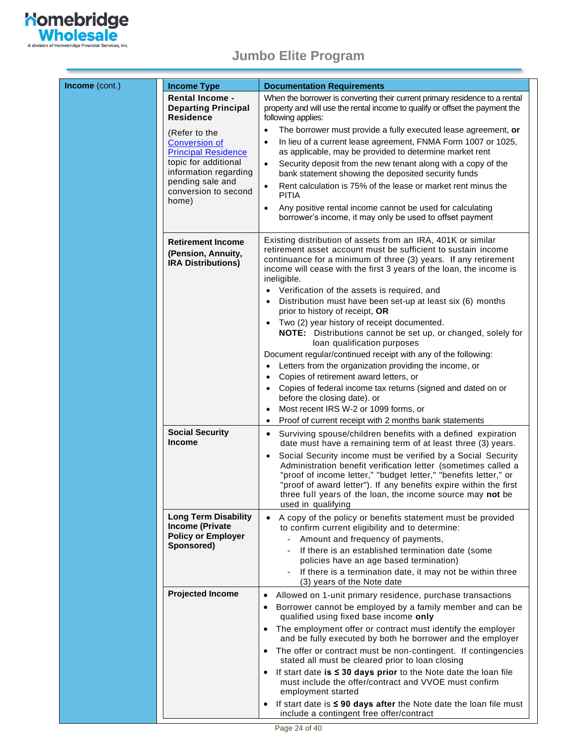# Jumbo Elite Program

**Income** (cont.)

| Income Type | Documentation Requirements |
|---|---|
| **Rental Income - Departing Principal Residence**<br><br>(Refer to the Conversion of Principal Residence topic for additional information regarding pending sale and conversion to second home) | When the borrower is converting their current primary residence to a rental property and will use the rental income to qualify or offset the payment the following applies:<br>• The borrower must provide a fully executed lease agreement, **or**<br>• In lieu of a current lease agreement, FNMA Form 1007 or 1025, as applicable, may be provided to determine market rent<br>• Security deposit from the new tenant along with a copy of the bank statement showing the deposited security funds<br>• Rent calculation is 75% of the lease or market rent minus the PITIA<br>• Any positive rental income cannot be used for calculating borrower's income, it may only be used to offset payment |
| **Retirement Income (Pension, Annuity, IRA Distributions)** | Existing distribution of assets from an IRA, 401K or similar retirement asset account must be sufficient to sustain income continuance for a minimum of three (3) years. If any retirement income will cease with the first 3 years of the loan, the income is ineligible.<br>• Verification of the assets is required, and<br>• Distribution must have been set-up at least six (6) months prior to history of receipt, **OR**<br>• Two (2) year history of receipt documented.<br>**NOTE:** Distributions cannot be set up, or changed, solely for loan qualification purposes<br>Document regular/continued receipt with any of the following:<br>• Letters from the organization providing the income, or<br>• Copies of retirement award letters, or<br>• Copies of federal income tax returns (signed and dated on or before the closing date). or<br>• Most recent IRS W-2 or 1099 forms, or<br>• Proof of current receipt with 2 months bank statements |
| **Social Security Income** | • Surviving spouse/children benefits with a defined expiration date must have a remaining term of at least three (3) years.<br>• Social Security income must be verified by a Social Security Administration benefit verification letter (sometimes called a "proof of income letter," "budget letter," "benefits letter," or "proof of award letter"). If any benefits expire within the first three full years of the loan, the income source may **not** be used in qualifying |
| **Long Term Disability Income (Private Policy or Employer Sponsored)** | • A copy of the policy or benefits statement must be provided to confirm current eligibility and to determine:<br>- Amount and frequency of payments,<br>- If there is an established termination date (some policies have an age based termination)<br>- If there is a termination date, it may not be within three (3) years of the Note date |
| **Projected Income** | • Allowed on 1-unit primary residence, purchase transactions<br>• Borrower cannot be employed by a family member and can be qualified using fixed base income **only**<br>• The employment offer or contract must identify the employer and be fully executed by both he borrower and the employer<br>• The offer or contract must be non-contingent. If contingencies stated all must be cleared prior to loan closing<br>• If start date **is ≤ 30 days prior** to the Note date the loan file must include the offer/contract and VVOE must confirm employment started<br>• If start date is **≤ 90 days after** the Note date the loan file must include a contingent free offer/contract |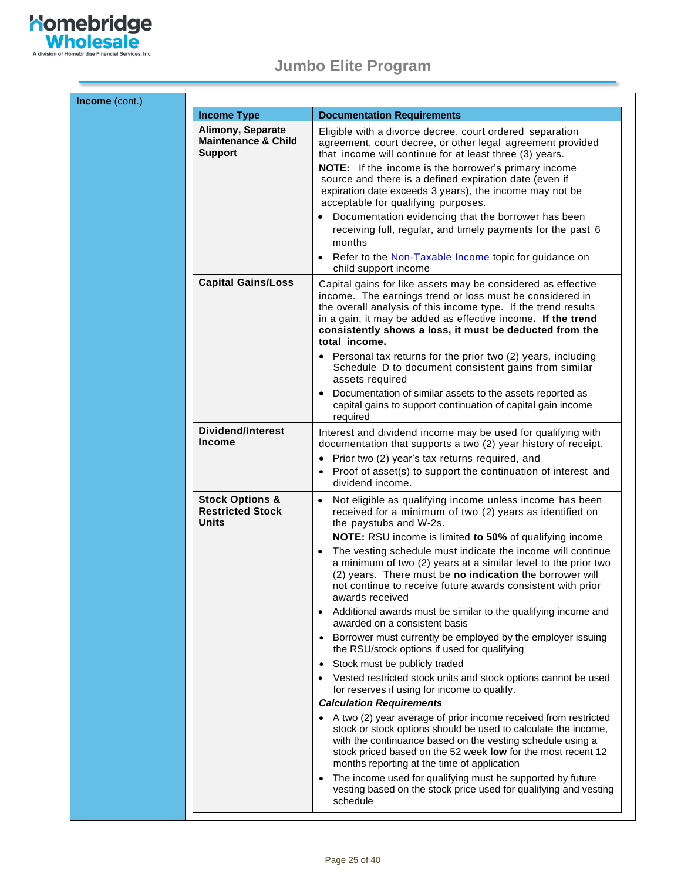**Income** (cont.)

| Income Type | Documentation Requirements |
|---|---|
| **Alimony, Separate Maintenance & Child Support** | Eligible with a divorce decree, court ordered separation agreement, court decree, or other legal agreement provided that income will continue for at least three (3) years.<br><br>**NOTE:** If the income is the borrower's primary income source and there is a defined expiration date (even if expiration date exceeds 3 years), the income may not be acceptable for qualifying purposes.<br><br>• Documentation evidencing that the borrower has been receiving full, regular, and timely payments for the past 6 months<br>• Refer to the Non-Taxable Income topic for guidance on child support income |
| **Capital Gains/Loss** | Capital gains for like assets may be considered as effective income. The earnings trend or loss must be considered in the overall analysis of this income type. If the trend results in a gain, it may be added as effective income. **If the trend consistently shows a loss, it must be deducted from the total income.**<br><br>• Personal tax returns for the prior two (2) years, including Schedule D to document consistent gains from similar assets required<br>• Documentation of similar assets to the assets reported as capital gains to support continuation of capital gain income required |
| **Dividend/Interest Income** | Interest and dividend income may be used for qualifying with documentation that supports a two (2) year history of receipt.<br><br>• Prior two (2) year's tax returns required, and<br>• Proof of asset(s) to support the continuation of interest and dividend income. |
| **Stock Options & Restricted Stock Units** | • Not eligible as qualifying income unless income has been received for a minimum of two (2) years as identified on the paystubs and W-2s.<br>**NOTE:** RSU income is limited **to 50%** of qualifying income<br>• The vesting schedule must indicate the income will continue a minimum of two (2) years at a similar level to the prior two (2) years. There must be **no indication** the borrower will not continue to receive future awards consistent with prior awards received<br>• Additional awards must be similar to the qualifying income and awarded on a consistent basis<br>• Borrower must currently be employed by the employer issuing the RSU/stock options if used for qualifying<br>• Stock must be publicly traded<br>• Vested restricted stock units and stock options cannot be used for reserves if using for income to qualify.<br><br>***Calculation Requirements***<br><br>• A two (2) year average of prior income received from restricted stock or stock options should be used to calculate the income, with the continuance based on the vesting schedule using a stock priced based on the 52 week **low** for the most recent 12 months reporting at the time of application<br>• The income used for qualifying must be supported by future vesting based on the stock price used for qualifying and vesting schedule |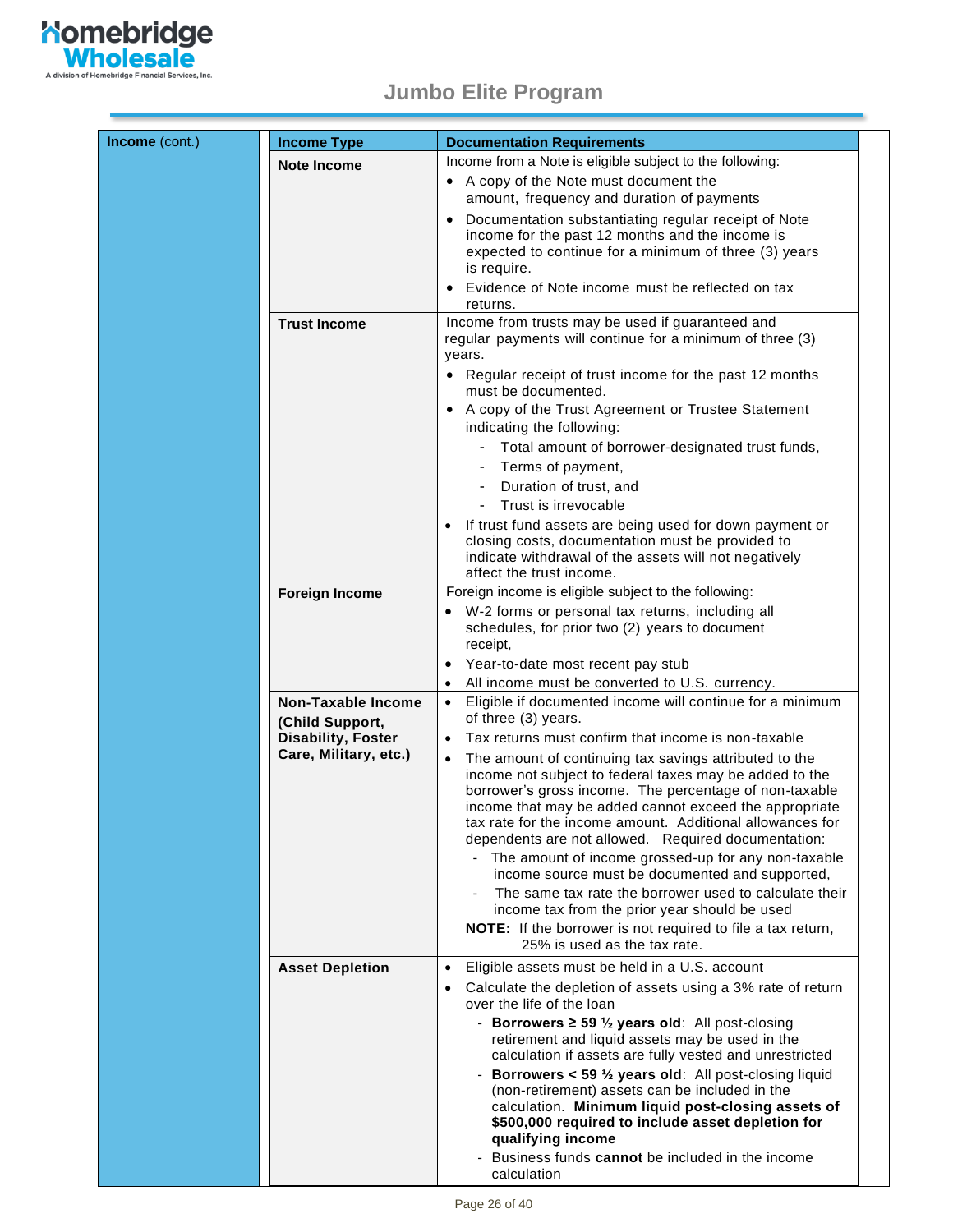## Jumbo Elite Program

**Income** (cont.)

| Income Type | Documentation Requirements |
|---|---|
| **Note Income** | Income from a Note is eligible subject to the following:<br>• A copy of the Note must document the amount, frequency and duration of payments<br>• Documentation substantiating regular receipt of Note income for the past 12 months and the income is expected to continue for a minimum of three (3) years is require.<br>• Evidence of Note income must be reflected on tax returns. |
| **Trust Income** | Income from trusts may be used if guaranteed and regular payments will continue for a minimum of three (3) years.<br>• Regular receipt of trust income for the past 12 months must be documented.<br>• A copy of the Trust Agreement or Trustee Statement indicating the following:<br>- Total amount of borrower-designated trust funds,<br>- Terms of payment,<br>- Duration of trust, and<br>- Trust is irrevocable<br>• If trust fund assets are being used for down payment or closing costs, documentation must be provided to indicate withdrawal of the assets will not negatively affect the trust income. |
| **Foreign Income** | Foreign income is eligible subject to the following:<br>• W-2 forms or personal tax returns, including all schedules, for prior two (2) years to document receipt,<br>• Year-to-date most recent pay stub<br>• All income must be converted to U.S. currency. |
| **Non-Taxable Income (Child Support, Disability, Foster Care, Military, etc.)** | • Eligible if documented income will continue for a minimum of three (3) years.<br>• Tax returns must confirm that income is non-taxable<br>• The amount of continuing tax savings attributed to the income not subject to federal taxes may be added to the borrower's gross income. The percentage of non-taxable income that may be added cannot exceed the appropriate tax rate for the income amount. Additional allowances for dependents are not allowed. Required documentation:<br>- The amount of income grossed-up for any non-taxable income source must be documented and supported,<br>- The same tax rate the borrower used to calculate their income tax from the prior year should be used<br>**NOTE:** If the borrower is not required to file a tax return, 25% is used as the tax rate. |
| **Asset Depletion** | • Eligible assets must be held in a U.S. account<br>• Calculate the depletion of assets using a 3% rate of return over the life of the loan<br>- **Borrowers ≥ 59 ½ years old**: All post-closing retirement and liquid assets may be used in the calculation if assets are fully vested and unrestricted<br>- **Borrowers < 59 ½ years old**: All post-closing liquid (non-retirement) assets can be included in the calculation. **Minimum liquid post-closing assets of $500,000 required to include asset depletion for qualifying income**<br>- Business funds **cannot** be included in the income calculation |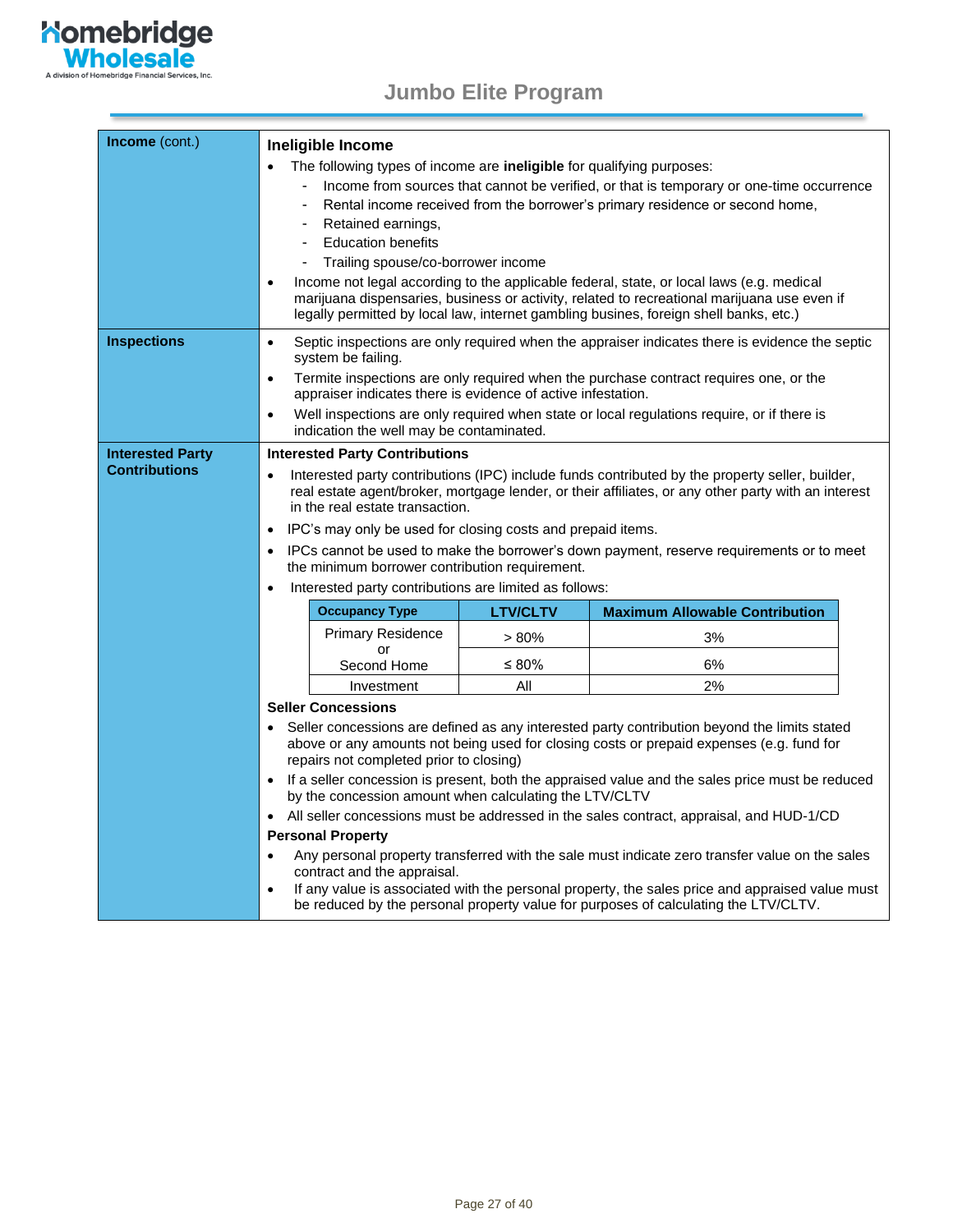| | |
|---|---|
| **Income** (cont.) | **Ineligible Income**<br>• The following types of income are **ineligible** for qualifying purposes:<br>  - Income from sources that cannot be verified, or that is temporary or one-time occurrence<br>  - Rental income received from the borrower's primary residence or second home,<br>  - Retained earnings,<br>  - Education benefits<br>  - Trailing spouse/co-borrower income<br>• Income not legal according to the applicable federal, state, or local laws (e.g. medical marijuana dispensaries, business or activity, related to recreational marijuana use even if legally permitted by local law, internet gambling busines, foreign shell banks, etc.) |
| **Inspections** | • Septic inspections are only required when the appraiser indicates there is evidence the septic system be failing.<br>• Termite inspections are only required when the purchase contract requires one, or the appraiser indicates there is evidence of active infestation.<br>• Well inspections are only required when state or local regulations require, or if there is indication the well may be contaminated. |
| **Interested Party Contributions** | **Interested Party Contributions**<br>• Interested party contributions (IPC) include funds contributed by the property seller, builder, real estate agent/broker, mortgage lender, or their affiliates, or any other party with an interest in the real estate transaction.<br>• IPC's may only be used for closing costs and prepaid items.<br>• IPCs cannot be used to make the borrower's down payment, reserve requirements or to meet the minimum borrower contribution requirement.<br>• Interested party contributions are limited as follows:<br>(see table below)<br>**Seller Concessions**<br>• Seller concessions are defined as any interested party contribution beyond the limits stated above or any amounts not being used for closing costs or prepaid expenses (e.g. fund for repairs not completed prior to closing)<br>• If a seller concession is present, both the appraised value and the sales price must be reduced by the concession amount when calculating the LTV/CLTV<br>• All seller concessions must be addressed in the sales contract, appraisal, and HUD-1/CD<br>**Personal Property**<br>• Any personal property transferred with the sale must indicate zero transfer value on the sales contract and the appraisal.<br>• If any value is associated with the personal property, the sales price and appraised value must be reduced by the personal property value for purposes of calculating the LTV/CLTV. |

| Occupancy Type | LTV/CLTV | Maximum Allowable Contribution |
|---|---|---|
| Primary Residence or Second Home | > 80% | 3% |
| | ≤ 80% | 6% |
| Investment | All | 2% |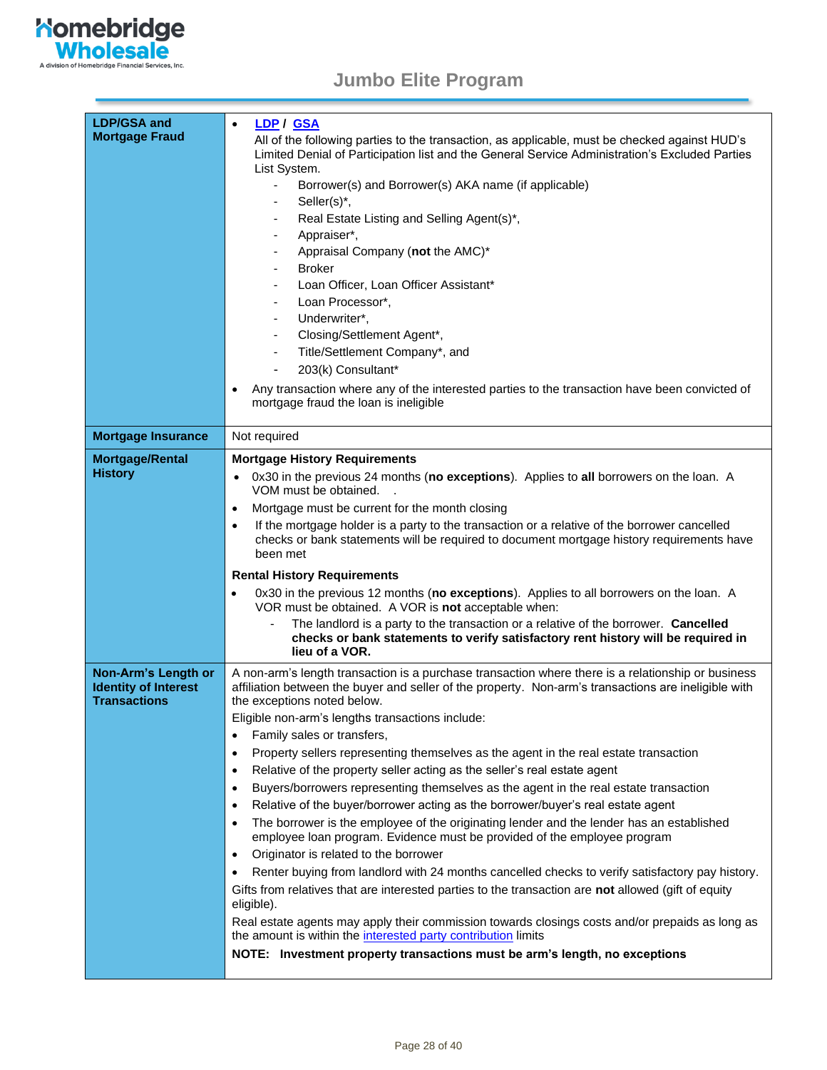| | |
|---|---|
| **LDP/GSA and Mortgage Fraud** | • **LDP / GSA**<br>All of the following parties to the transaction, as applicable, must be checked against HUD's Limited Denial of Participation list and the General Service Administration's Excluded Parties List System.<br>- Borrower(s) and Borrower(s) AKA name (if applicable)<br>- Seller(s)*,<br>- Real Estate Listing and Selling Agent(s)*,<br>- Appraiser*,<br>- Appraisal Company (**not** the AMC)*<br>- Broker<br>- Loan Officer, Loan Officer Assistant*<br>- Loan Processor*,<br>- Underwriter*,<br>- Closing/Settlement Agent*,<br>- Title/Settlement Company*, and<br>- 203(k) Consultant*<br>• Any transaction where any of the interested parties to the transaction have been convicted of mortgage fraud the loan is ineligible |
| **Mortgage Insurance** | Not required |
| **Mortgage/Rental History** | **Mortgage History Requirements**<br>• 0x30 in the previous 24 months (**no exceptions**). Applies to **all** borrowers on the loan. A VOM must be obtained. .<br>• Mortgage must be current for the month closing<br>• If the mortgage holder is a party to the transaction or a relative of the borrower cancelled checks or bank statements will be required to document mortgage history requirements have been met<br>**Rental History Requirements**<br>• 0x30 in the previous 12 months (**no exceptions**). Applies to all borrowers on the loan. A VOR must be obtained. A VOR is **not** acceptable when:<br>- The landlord is a party to the transaction or a relative of the borrower. **Cancelled checks or bank statements to verify satisfactory rent history will be required in lieu of a VOR.** |
| **Non-Arm's Length or Identity of Interest Transactions** | A non-arm's length transaction is a purchase transaction where there is a relationship or business affiliation between the buyer and seller of the property. Non-arm's transactions are ineligible with the exceptions noted below.<br>Eligible non-arm's lengths transactions include:<br>• Family sales or transfers,<br>• Property sellers representing themselves as the agent in the real estate transaction<br>• Relative of the property seller acting as the seller's real estate agent<br>• Buyers/borrowers representing themselves as the agent in the real estate transaction<br>• Relative of the buyer/borrower acting as the borrower/buyer's real estate agent<br>• The borrower is the employee of the originating lender and the lender has an established employee loan program. Evidence must be provided of the employee program<br>• Originator is related to the borrower<br>• Renter buying from landlord with 24 months cancelled checks to verify satisfactory pay history.<br>Gifts from relatives that are interested parties to the transaction are **not** allowed (gift of equity eligible).<br>Real estate agents may apply their commission towards closings costs and/or prepaids as long as the amount is within the interested party contribution limits<br>**NOTE: Investment property transactions must be arm's length, no exceptions** |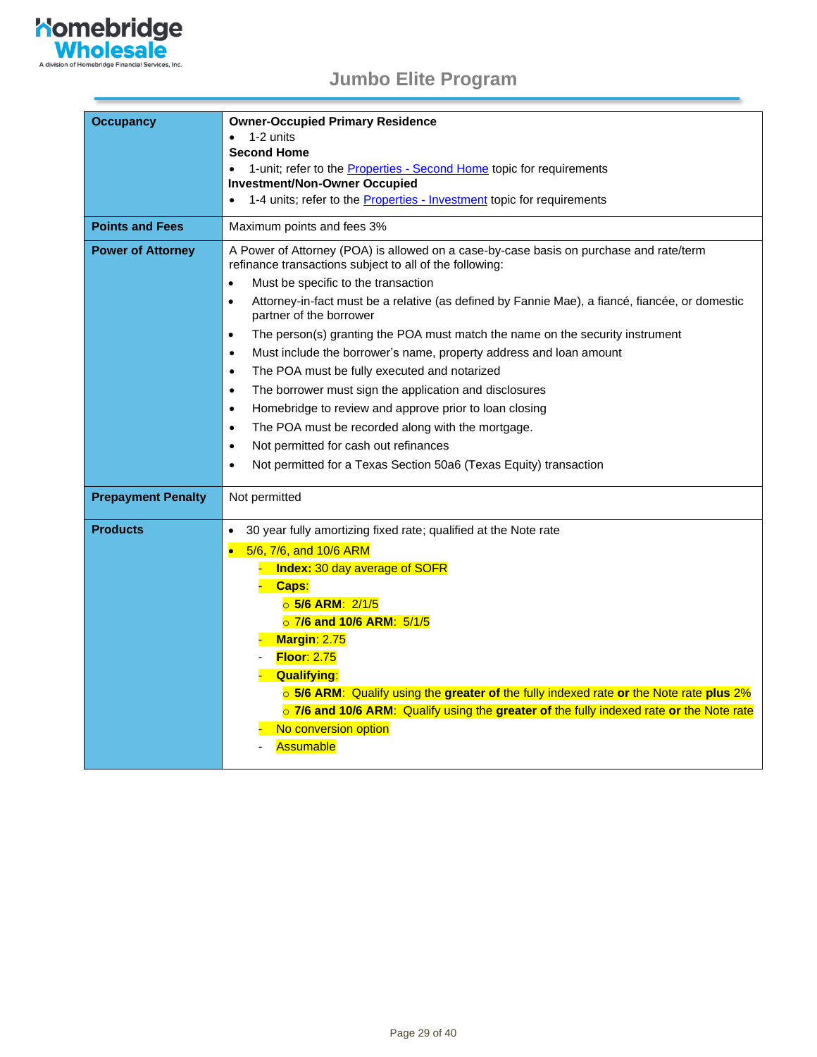# Jumbo Elite Program

| | |
|---|---|
| **Occupancy** | **Owner-Occupied Primary Residence**<br>• 1-2 units<br>**Second Home**<br>• 1-unit; refer to the Properties - Second Home topic for requirements<br>**Investment/Non-Owner Occupied**<br>• 1-4 units; refer to the Properties - Investment topic for requirements |
| **Points and Fees** | Maximum points and fees 3% |
| **Power of Attorney** | A Power of Attorney (POA) is allowed on a case-by-case basis on purchase and rate/term refinance transactions subject to all of the following:<br>• Must be specific to the transaction<br>• Attorney-in-fact must be a relative (as defined by Fannie Mae), a fiancé, fiancée, or domestic partner of the borrower<br>• The person(s) granting the POA must match the name on the security instrument<br>• Must include the borrower's name, property address and loan amount<br>• The POA must be fully executed and notarized<br>• The borrower must sign the application and disclosures<br>• Homebridge to review and approve prior to loan closing<br>• The POA must be recorded along with the mortgage.<br>• Not permitted for cash out refinances<br>• Not permitted for a Texas Section 50a6 (Texas Equity) transaction |
| **Prepayment Penalty** | Not permitted |
| **Products** | • 30 year fully amortizing fixed rate; qualified at the Note rate<br>• 5/6, 7/6, and 10/6 ARM<br>  - **Index:** 30 day average of SOFR<br>  - **Caps**:<br>    ○ **5/6 ARM**: 2/1/5<br>    ○ **7/6 and 10/6 ARM**: 5/1/5<br>  - **Margin**: 2.75<br>  - **Floor**: 2.75<br>  - **Qualifying**:<br>    ○ **5/6 ARM**: Qualify using the **greater of** the fully indexed rate **or** the Note rate **plus** 2%<br>    ○ **7/6 and 10/6 ARM**: Qualify using the **greater of** the fully indexed rate **or** the Note rate<br>  - No conversion option<br>  - Assumable |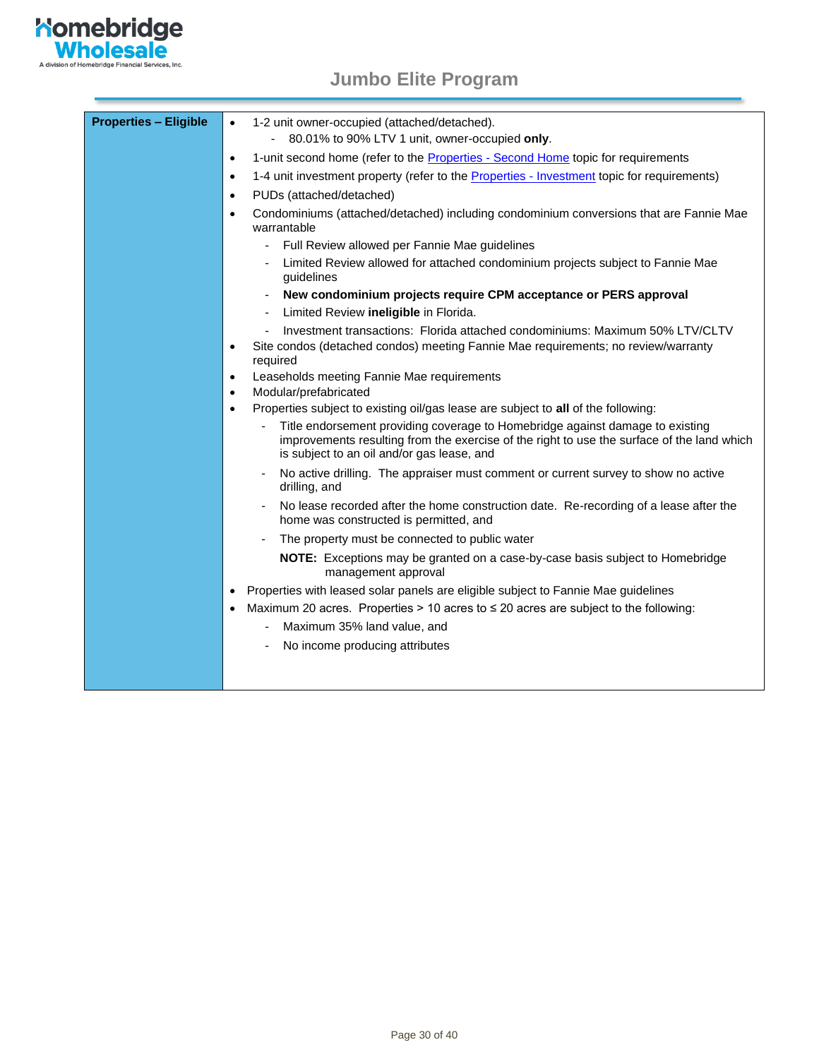# Jumbo Elite Program

| | |
|---|---|
| **Properties – Eligible** | • 1-2 unit owner-occupied (attached/detached).<br>  - 80.01% to 90% LTV 1 unit, owner-occupied **only**.<br>• 1-unit second home (refer to the Properties - Second Home topic for requirements<br>• 1-4 unit investment property (refer to the Properties - Investment topic for requirements)<br>• PUDs (attached/detached)<br>• Condominiums (attached/detached) including condominium conversions that are Fannie Mae warrantable<br>  - Full Review allowed per Fannie Mae guidelines<br>  - Limited Review allowed for attached condominium projects subject to Fannie Mae guidelines<br>  - **New condominium projects require CPM acceptance or PERS approval**<br>  - Limited Review **ineligible** in Florida.<br>  - Investment transactions: Florida attached condominiums: Maximum 50% LTV/CLTV<br>• Site condos (detached condos) meeting Fannie Mae requirements; no review/warranty required<br>• Leaseholds meeting Fannie Mae requirements<br>• Modular/prefabricated<br>• Properties subject to existing oil/gas lease are subject to **all** of the following:<br>  - Title endorsement providing coverage to Homebridge against damage to existing improvements resulting from the exercise of the right to use the surface of the land which is subject to an oil and/or gas lease, and<br>  - No active drilling. The appraiser must comment or current survey to show no active drilling, and<br>  - No lease recorded after the home construction date. Re-recording of a lease after the home was constructed is permitted, and<br>  - The property must be connected to public water<br>  **NOTE:** Exceptions may be granted on a case-by-case basis subject to Homebridge management approval<br>• Properties with leased solar panels are eligible subject to Fannie Mae guidelines<br>• Maximum 20 acres. Properties > 10 acres to ≤ 20 acres are subject to the following:<br>  - Maximum 35% land value, and<br>  - No income producing attributes |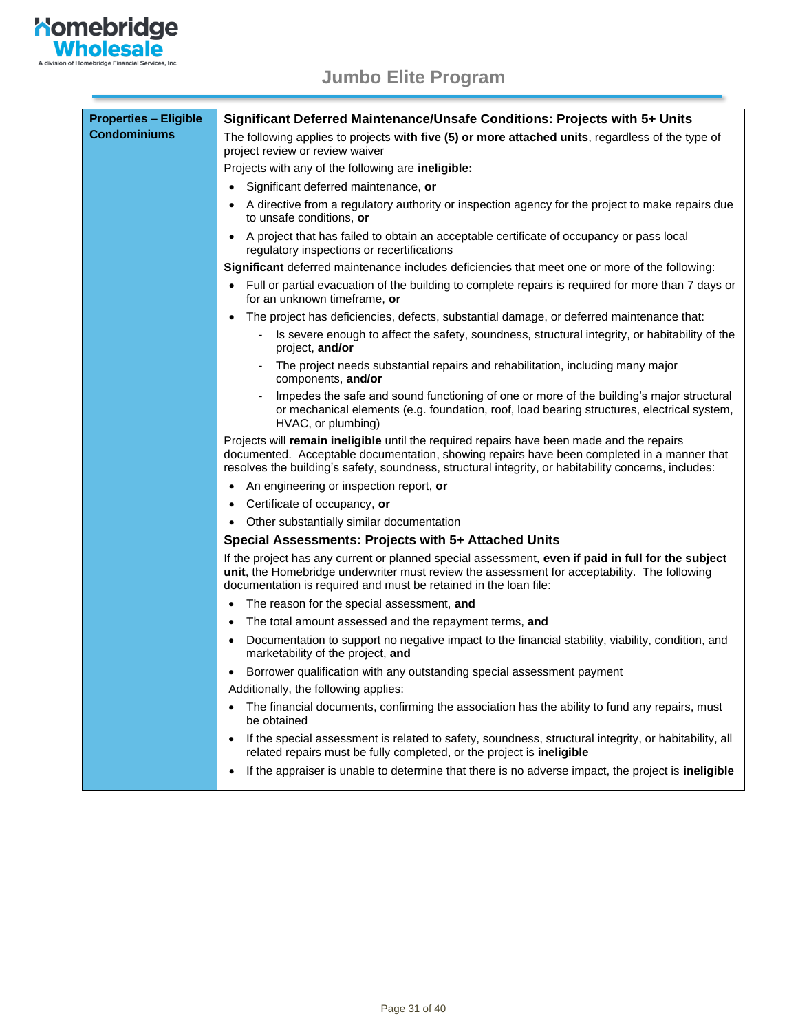| Properties – Eligible Condominiums | **Significant Deferred Maintenance/Unsafe Conditions: Projects with 5+ Units**<br>The following applies to projects **with five (5) or more attached units**, regardless of the type of project review or review waiver<br>Projects with any of the following are **ineligible:**<br>• Significant deferred maintenance, **or**<br>• A directive from a regulatory authority or inspection agency for the project to make repairs due to unsafe conditions, **or**<br>• A project that has failed to obtain an acceptable certificate of occupancy or pass local regulatory inspections or recertifications<br>**Significant** deferred maintenance includes deficiencies that meet one or more of the following:<br>• Full or partial evacuation of the building to complete repairs is required for more than 7 days or for an unknown timeframe, **or**<br>• The project has deficiencies, defects, substantial damage, or deferred maintenance that:<br>&nbsp;&nbsp;&nbsp;- Is severe enough to affect the safety, soundness, structural integrity, or habitability of the project, **and/or**<br>&nbsp;&nbsp;&nbsp;- The project needs substantial repairs and rehabilitation, including many major components, **and/or**<br>&nbsp;&nbsp;&nbsp;- Impedes the safe and sound functioning of one or more of the building's major structural or mechanical elements (e.g. foundation, roof, load bearing structures, electrical system, HVAC, or plumbing)<br>Projects will **remain ineligible** until the required repairs have been made and the repairs documented. Acceptable documentation, showing repairs have been completed in a manner that resolves the building's safety, soundness, structural integrity, or habitability concerns, includes:<br>• An engineering or inspection report, **or**<br>• Certificate of occupancy, **or**<br>• Other substantially similar documentation<br>**Special Assessments: Projects with 5+ Attached Units**<br>If the project has any current or planned special assessment, **even if paid in full for the subject unit**, the Homebridge underwriter must review the assessment for acceptability. The following documentation is required and must be retained in the loan file:<br>• The reason for the special assessment, **and**<br>• The total amount assessed and the repayment terms, **and**<br>• Documentation to support no negative impact to the financial stability, viability, condition, and marketability of the project, **and**<br>• Borrower qualification with any outstanding special assessment payment<br>Additionally, the following applies:<br>• The financial documents, confirming the association has the ability to fund any repairs, must be obtained<br>• If the special assessment is related to safety, soundness, structural integrity, or habitability, all related repairs must be fully completed, or the project is **ineligible**<br>• If the appraiser is unable to determine that there is no adverse impact, the project is **ineligible** |
|---|---|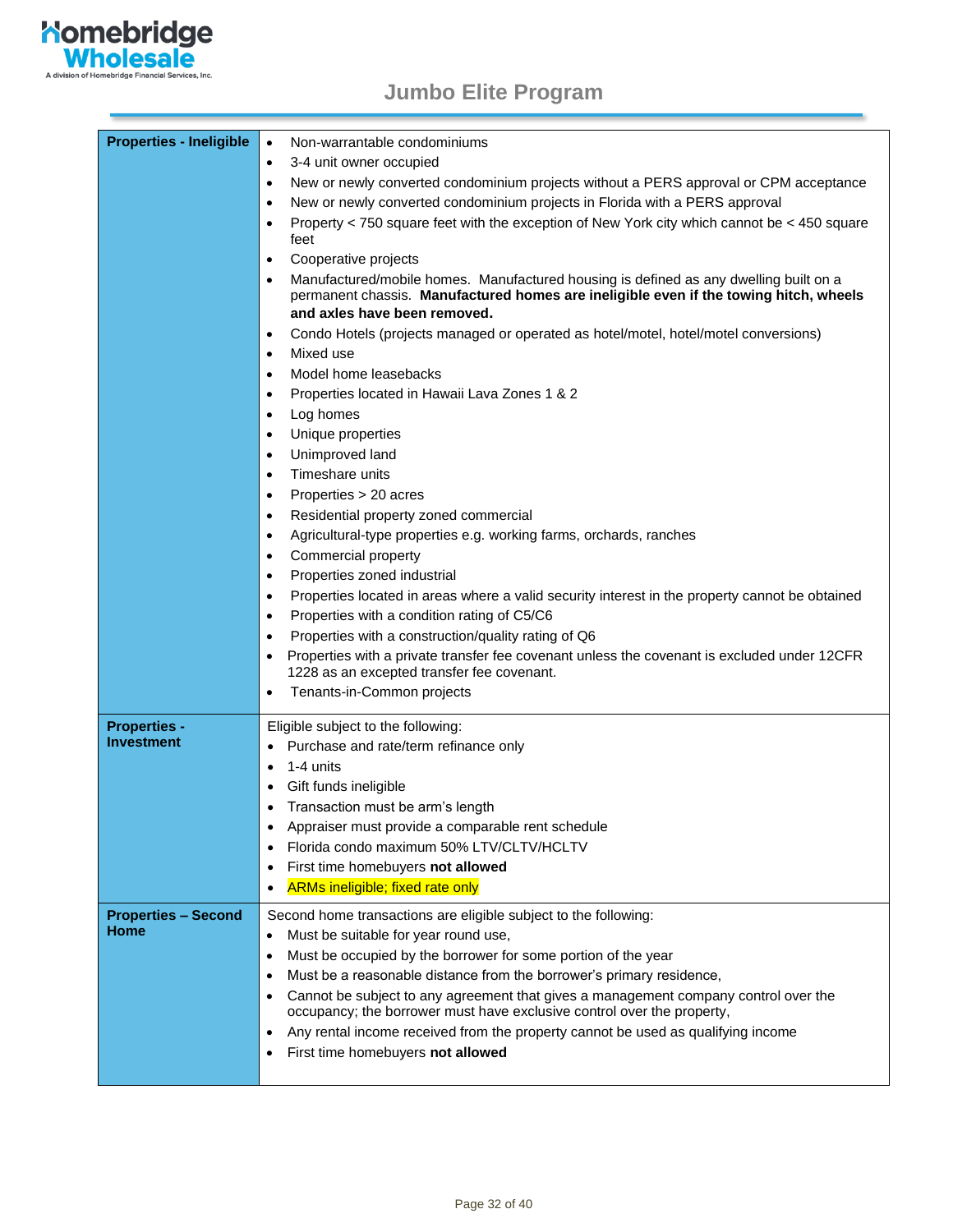## Jumbo Elite Program

| | |
|---|---|
| **Properties - Ineligible** | • Non-warrantable condominiums<br>• 3-4 unit owner occupied<br>• New or newly converted condominium projects without a PERS approval or CPM acceptance<br>• New or newly converted condominium projects in Florida with a PERS approval<br>• Property < 750 square feet with the exception of New York city which cannot be < 450 square feet<br>• Cooperative projects<br>• Manufactured/mobile homes. Manufactured housing is defined as any dwelling built on a permanent chassis. **Manufactured homes are ineligible even if the towing hitch, wheels and axles have been removed.**<br>• Condo Hotels (projects managed or operated as hotel/motel, hotel/motel conversions)<br>• Mixed use<br>• Model home leasebacks<br>• Properties located in Hawaii Lava Zones 1 & 2<br>• Log homes<br>• Unique properties<br>• Unimproved land<br>• Timeshare units<br>• Properties > 20 acres<br>• Residential property zoned commercial<br>• Agricultural-type properties e.g. working farms, orchards, ranches<br>• Commercial property<br>• Properties zoned industrial<br>• Properties located in areas where a valid security interest in the property cannot be obtained<br>• Properties with a condition rating of C5/C6<br>• Properties with a construction/quality rating of Q6<br>• Properties with a private transfer fee covenant unless the covenant is excluded under 12CFR 1228 as an excepted transfer fee covenant.<br>• Tenants-in-Common projects |
| **Properties - Investment** | Eligible subject to the following:<br>• Purchase and rate/term refinance only<br>• 1-4 units<br>• Gift funds ineligible<br>• Transaction must be arm's length<br>• Appraiser must provide a comparable rent schedule<br>• Florida condo maximum 50% LTV/CLTV/HCLTV<br>• First time homebuyers **not allowed**<br>• ARMs ineligible; fixed rate only |
| **Properties – Second Home** | Second home transactions are eligible subject to the following:<br>• Must be suitable for year round use,<br>• Must be occupied by the borrower for some portion of the year<br>• Must be a reasonable distance from the borrower's primary residence,<br>• Cannot be subject to any agreement that gives a management company control over the occupancy; the borrower must have exclusive control over the property,<br>• Any rental income received from the property cannot be used as qualifying income<br>• First time homebuyers **not allowed** |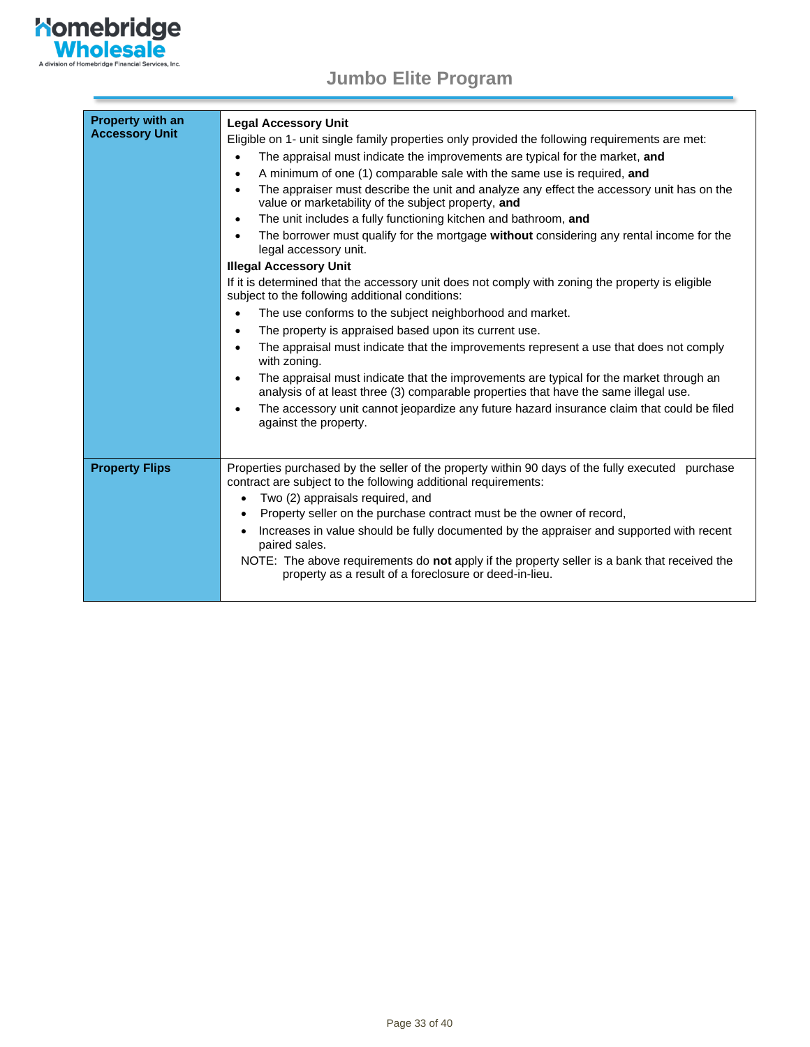| Property with an Accessory Unit | **Legal Accessory Unit**<br>Eligible on 1- unit single family properties only provided the following requirements are met:<br>• The appraisal must indicate the improvements are typical for the market, **and**<br>• A minimum of one (1) comparable sale with the same use is required, **and**<br>• The appraiser must describe the unit and analyze any effect the accessory unit has on the value or marketability of the subject property, **and**<br>• The unit includes a fully functioning kitchen and bathroom, **and**<br>• The borrower must qualify for the mortgage **without** considering any rental income for the legal accessory unit.<br>**Illegal Accessory Unit**<br>If it is determined that the accessory unit does not comply with zoning the property is eligible subject to the following additional conditions:<br>• The use conforms to the subject neighborhood and market.<br>• The property is appraised based upon its current use.<br>• The appraisal must indicate that the improvements represent a use that does not comply with zoning.<br>• The appraisal must indicate that the improvements are typical for the market through an analysis of at least three (3) comparable properties that have the same illegal use.<br>• The accessory unit cannot jeopardize any future hazard insurance claim that could be filed against the property. |
|---|---|
| **Property Flips** | Properties purchased by the seller of the property within 90 days of the fully executed purchase contract are subject to the following additional requirements:<br>• Two (2) appraisals required, and<br>• Property seller on the purchase contract must be the owner of record,<br>• Increases in value should be fully documented by the appraiser and supported with recent paired sales.<br>NOTE: The above requirements do **not** apply if the property seller is a bank that received the property as a result of a foreclosure or deed-in-lieu. |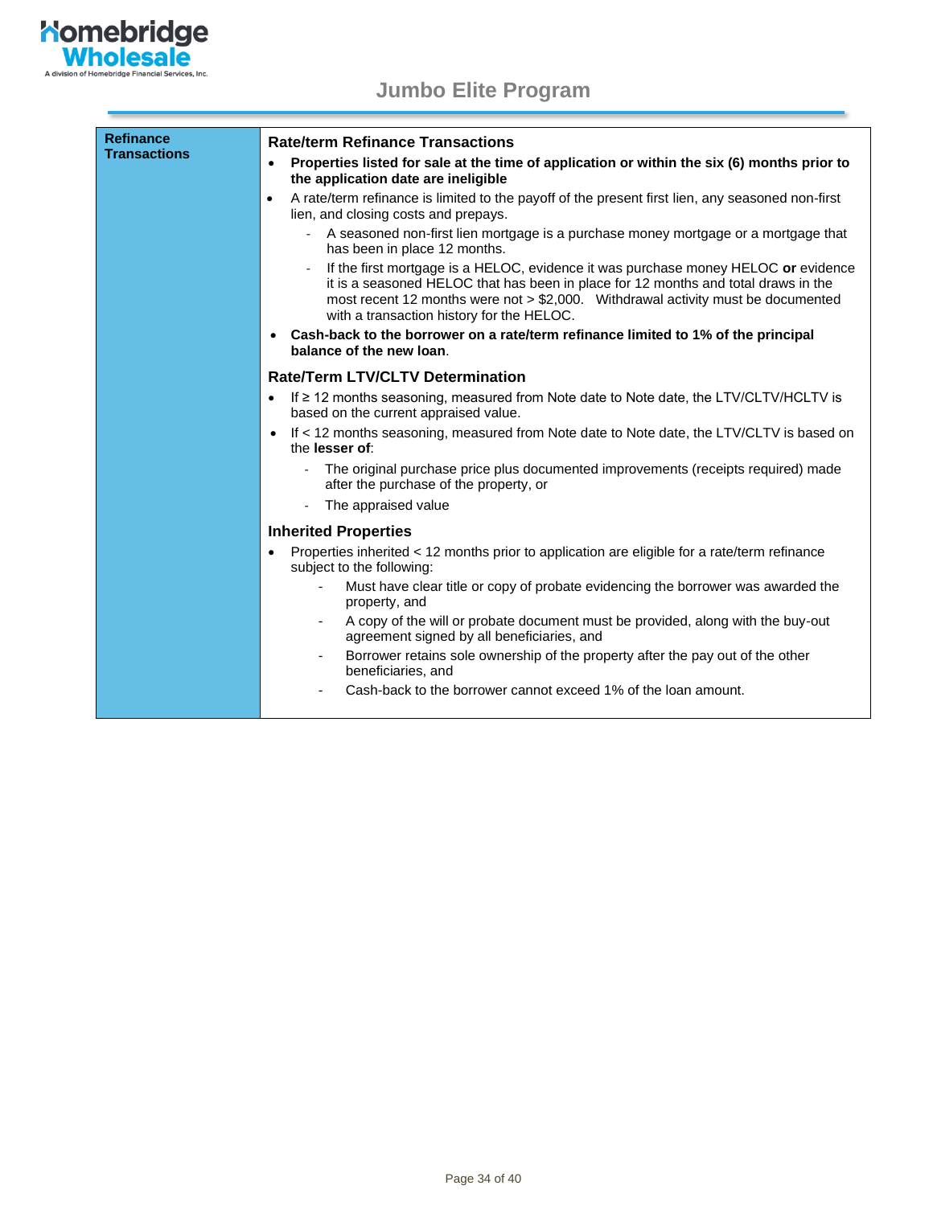| Refinance Transactions | **Rate/term Refinance Transactions**<br>• **Properties listed for sale at the time of application or within the six (6) months prior to the application date are ineligible**<br>• A rate/term refinance is limited to the payoff of the present first lien, any seasoned non-first lien, and closing costs and prepays.<br>&nbsp;&nbsp;&nbsp;- A seasoned non-first lien mortgage is a purchase money mortgage or a mortgage that has been in place 12 months.<br>&nbsp;&nbsp;&nbsp;- If the first mortgage is a HELOC, evidence it was purchase money HELOC **or** evidence it is a seasoned HELOC that has been in place for 12 months and total draws in the most recent 12 months were not > $2,000. Withdrawal activity must be documented with a transaction history for the HELOC.<br>• **Cash-back to the borrower on a rate/term refinance limited to 1% of the principal balance of the new loan**.<br><br>**Rate/Term LTV/CLTV Determination**<br>• If ≥ 12 months seasoning, measured from Note date to Note date, the LTV/CLTV/HCLTV is based on the current appraised value.<br>• If < 12 months seasoning, measured from Note date to Note date, the LTV/CLTV is based on the **lesser of**:<br>&nbsp;&nbsp;&nbsp;- The original purchase price plus documented improvements (receipts required) made after the purchase of the property, or<br>&nbsp;&nbsp;&nbsp;- The appraised value<br><br>**Inherited Properties**<br>• Properties inherited < 12 months prior to application are eligible for a rate/term refinance subject to the following:<br>&nbsp;&nbsp;&nbsp;- Must have clear title or copy of probate evidencing the borrower was awarded the property, and<br>&nbsp;&nbsp;&nbsp;- A copy of the will or probate document must be provided, along with the buy-out agreement signed by all beneficiaries, and<br>&nbsp;&nbsp;&nbsp;- Borrower retains sole ownership of the property after the pay out of the other beneficiaries, and<br>&nbsp;&nbsp;&nbsp;- Cash-back to the borrower cannot exceed 1% of the loan amount. |
|---|---|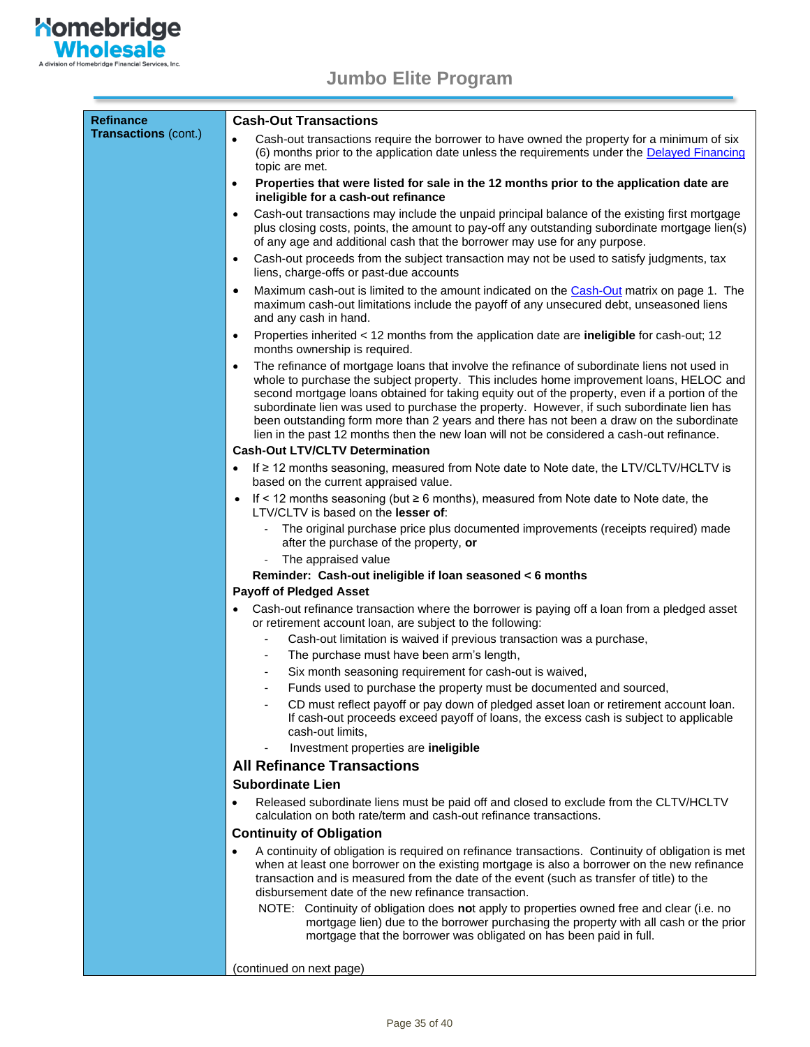**Refinance Transactions** (cont.)

### Cash-Out Transactions

- Cash-out transactions require the borrower to have owned the property for a minimum of six (6) months prior to the application date unless the requirements under the Delayed Financing topic are met.
- **Properties that were listed for sale in the 12 months prior to the application date are ineligible for a cash-out refinance**
- Cash-out transactions may include the unpaid principal balance of the existing first mortgage plus closing costs, points, the amount to pay-off any outstanding subordinate mortgage lien(s) of any age and additional cash that the borrower may use for any purpose.
- Cash-out proceeds from the subject transaction may not be used to satisfy judgments, tax liens, charge-offs or past-due accounts
- Maximum cash-out is limited to the amount indicated on the Cash-Out matrix on page 1. The maximum cash-out limitations include the payoff of any unsecured debt, unseasoned liens and any cash in hand.
- Properties inherited < 12 months from the application date are **ineligible** for cash-out; 12 months ownership is required.
- The refinance of mortgage loans that involve the refinance of subordinate liens not used in whole to purchase the subject property. This includes home improvement loans, HELOC and second mortgage loans obtained for taking equity out of the property, even if a portion of the subordinate lien was used to purchase the property. However, if such subordinate lien has been outstanding form more than 2 years and there has not been a draw on the subordinate lien in the past 12 months then the new loan will not be considered a cash-out refinance.

**Cash-Out LTV/CLTV Determination**

- If ≥ 12 months seasoning, measured from Note date to Note date, the LTV/CLTV/HCLTV is based on the current appraised value.
- If < 12 months seasoning (but ≥ 6 months), measured from Note date to Note date, the LTV/CLTV is based on the **lesser of**:
  - The original purchase price plus documented improvements (receipts required) made after the purchase of the property, **or**
  - The appraised value

  **Reminder: Cash-out ineligible if loan seasoned < 6 months**

**Payoff of Pledged Asset**

- Cash-out refinance transaction where the borrower is paying off a loan from a pledged asset or retirement account loan, are subject to the following:
  - Cash-out limitation is waived if previous transaction was a purchase,
  - The purchase must have been arm's length,
  - Six month seasoning requirement for cash-out is waived,
  - Funds used to purchase the property must be documented and sourced,
  - CD must reflect payoff or pay down of pledged asset loan or retirement account loan. If cash-out proceeds exceed payoff of loans, the excess cash is subject to applicable cash-out limits,
  - Investment properties are **ineligible**

### All Refinance Transactions

**Subordinate Lien**

- Released subordinate liens must be paid off and closed to exclude from the CLTV/HCLTV calculation on both rate/term and cash-out refinance transactions.

**Continuity of Obligation**

- A continuity of obligation is required on refinance transactions. Continuity of obligation is met when at least one borrower on the existing mortgage is also a borrower on the new refinance transaction and is measured from the date of the event (such as transfer of title) to the disbursement date of the new refinance transaction.

  NOTE: Continuity of obligation does **no**t apply to properties owned free and clear (i.e. no mortgage lien) due to the borrower purchasing the property with all cash or the prior mortgage that the borrower was obligated on has been paid in full.

(continued on next page)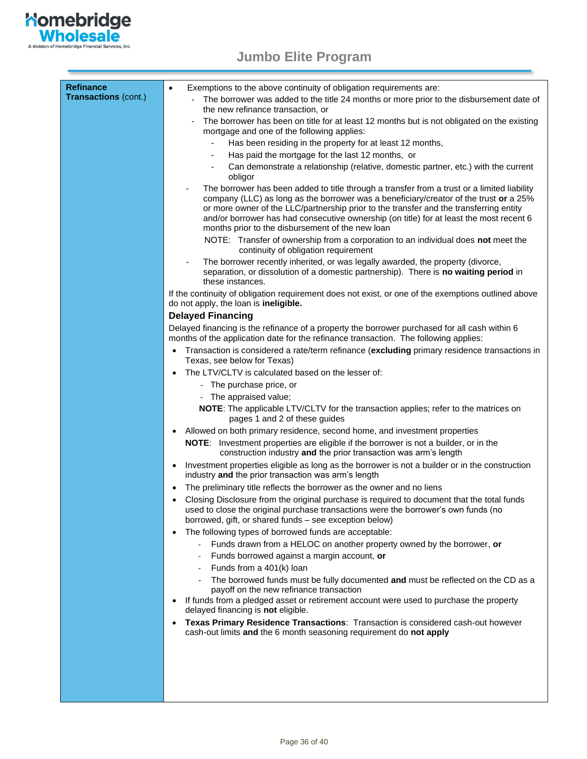| Refinance Transactions (cont.) | |
|---|---|
| | |

**Refinance Transactions** (cont.)

- Exemptions to the above continuity of obligation requirements are:
  - The borrower was added to the title 24 months or more prior to the disbursement date of the new refinance transaction, or
  - The borrower has been on title for at least 12 months but is not obligated on the existing mortgage and one of the following applies:
    - Has been residing in the property for at least 12 months,
    - Has paid the mortgage for the last 12 months, or
    - Can demonstrate a relationship (relative, domestic partner, etc.) with the current obligor
  - The borrower has been added to title through a transfer from a trust or a limited liability company (LLC) as long as the borrower was a beneficiary/creator of the trust **or** a 25% or more owner of the LLC/partnership prior to the transfer and the transferring entity and/or borrower has had consecutive ownership (on title) for at least the most recent 6 months prior to the disbursement of the new loan

    NOTE: Transfer of ownership from a corporation to an individual does **not** meet the continuity of obligation requirement
  - The borrower recently inherited, or was legally awarded, the property (divorce, separation, or dissolution of a domestic partnership). There is **no waiting period** in these instances.

If the continuity of obligation requirement does not exist, or one of the exemptions outlined above do not apply, the loan is **ineligible.**

### Delayed Financing

Delayed financing is the refinance of a property the borrower purchased for all cash within 6 months of the application date for the refinance transaction. The following applies:

- Transaction is considered a rate/term refinance (**excluding** primary residence transactions in Texas, see below for Texas)
- The LTV/CLTV is calculated based on the lesser of:
  - The purchase price, or
  - The appraised value;

  **NOTE**: The applicable LTV/CLTV for the transaction applies; refer to the matrices on pages 1 and 2 of these guides
- Allowed on both primary residence, second home, and investment properties

  **NOTE**: Investment properties are eligible if the borrower is not a builder, or in the construction industry **and** the prior transaction was arm's length
- Investment properties eligible as long as the borrower is not a builder or in the construction industry **and** the prior transaction was arm's length
- The preliminary title reflects the borrower as the owner and no liens
- Closing Disclosure from the original purchase is required to document that the total funds used to close the original purchase transactions were the borrower's own funds (no borrowed, gift, or shared funds – see exception below)
- The following types of borrowed funds are acceptable:
  - Funds drawn from a HELOC on another property owned by the borrower, **or**
  - Funds borrowed against a margin account, **or**
  - Funds from a 401(k) loan
  - The borrowed funds must be fully documented **and** must be reflected on the CD as a payoff on the new refinance transaction
- If funds from a pledged asset or retirement account were used to purchase the property delayed financing is **not** eligible.
- **Texas Primary Residence Transactions**: Transaction is considered cash-out however cash-out limits **and** the 6 month seasoning requirement do **not apply**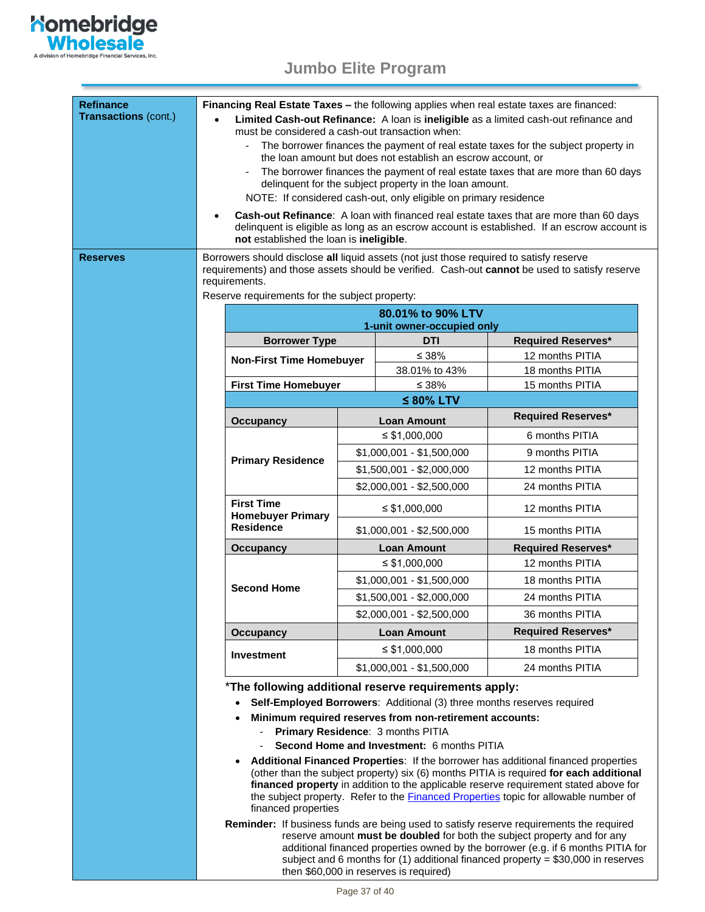# Jumbo Elite Program

**Refinance Transactions** (cont.)

**Financing Real Estate Taxes –** the following applies when real estate taxes are financed:

- **Limited Cash-out Refinance:** A loan is **ineligible** as a limited cash-out refinance and must be considered a cash-out transaction when:
  - The borrower finances the payment of real estate taxes for the subject property in the loan amount but does not establish an escrow account, or
  - The borrower finances the payment of real estate taxes that are more than 60 days delinquent for the subject property in the loan amount.

  NOTE: If considered cash-out, only eligible on primary residence
- **Cash-out Refinance**: A loan with financed real estate taxes that are more than 60 days delinquent is eligible as long as an escrow account is established. If an escrow account is **not** established the loan is **ineligible**.

**Reserves**

Borrowers should disclose **all** liquid assets (not just those required to satisfy reserve requirements) and those assets should be verified. Cash-out **cannot** be used to satisfy reserve requirements.

Reserve requirements for the subject property:

| **80.01% to 90% LTV 1-unit owner-occupied only** | | |
|---|---|---|
| **Borrower Type** | **DTI** | **Required Reserves*** |
| **Non-First Time Homebuyer** | ≤ 38% | 12 months PITIA |
| | 38.01% to 43% | 18 months PITIA |
| **First Time Homebuyer** | ≤ 38% | 15 months PITIA |

| **≤ 80% LTV** | | |
|---|---|---|
| **Occupancy** | **Loan Amount** | **Required Reserves*** |
| **Primary Residence** | ≤ $1,000,000 | 6 months PITIA |
| | $1,000,001 - $1,500,000 | 9 months PITIA |
| | $1,500,001 - $2,000,000 | 12 months PITIA |
| | $2,000,001 - $2,500,000 | 24 months PITIA |
| **First Time Homebuyer Primary Residence** | ≤ $1,000,000 | 12 months PITIA |
| | $1,000,001 - $2,500,000 | 15 months PITIA |
| **Occupancy** | **Loan Amount** | **Required Reserves*** |
| **Second Home** | ≤ $1,000,000 | 12 months PITIA |
| | $1,000,001 - $1,500,000 | 18 months PITIA |
| | $1,500,001 - $2,000,000 | 24 months PITIA |
| | $2,000,001 - $2,500,000 | 36 months PITIA |
| **Occupancy** | **Loan Amount** | **Required Reserves*** |
| **Investment** | ≤ $1,000,000 | 18 months PITIA |
| | $1,000,001 - $1,500,000 | 24 months PITIA |

*__The following additional reserve requirements apply:__

- **Self-Employed Borrowers**: Additional (3) three months reserves required
- **Minimum required reserves from non-retirement accounts:**
  - **Primary Residence**: 3 months PITIA
  - **Second Home and Investment:** 6 months PITIA
- **Additional Financed Properties**: If the borrower has additional financed properties (other than the subject property) six (6) months PITIA is required **for each additional financed property** in addition to the applicable reserve requirement stated above for the subject property. Refer to the Financed Properties topic for allowable number of financed properties

**Reminder:** If business funds are being used to satisfy reserve requirements the required reserve amount **must be doubled** for both the subject property and for any additional financed properties owned by the borrower (e.g. if 6 months PITIA for subject and 6 months for (1) additional financed property = $30,000 in reserves then $60,000 in reserves is required)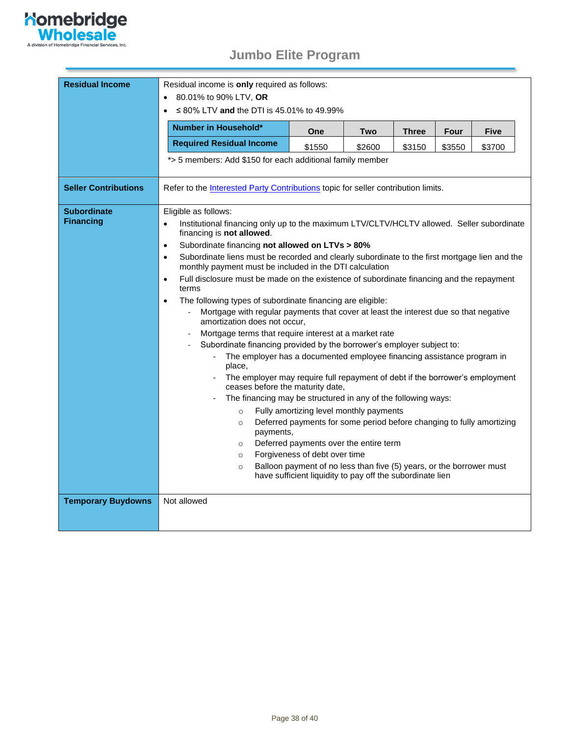# Jumbo Elite Program

**Residual Income**

Residual income is **only** required as follows:

- 80.01% to 90% LTV, **OR**
- ≤ 80% LTV **and** the DTI is 45.01% to 49.99%

| Number in Household* | One | Two | Three | Four | Five |
|---|---|---|---|---|---|
| Required Residual Income | $1550 | $2600 | $3150 | $3550 | $3700 |

*> 5 members: Add $150 for each additional family member

**Seller Contributions**

Refer to the Interested Party Contributions topic for seller contribution limits.

**Subordinate Financing**

Eligible as follows:

- Institutional financing only up to the maximum LTV/CLTV/HCLTV allowed. Seller subordinate financing is **not allowed**.
- Subordinate financing **not allowed on LTVs > 80%**
- Subordinate liens must be recorded and clearly subordinate to the first mortgage lien and the monthly payment must be included in the DTI calculation
- Full disclosure must be made on the existence of subordinate financing and the repayment terms
- The following types of subordinate financing are eligible:
  - Mortgage with regular payments that cover at least the interest due so that negative amortization does not occur,
  - Mortgage terms that require interest at a market rate
  - Subordinate financing provided by the borrower's employer subject to:
    - The employer has a documented employee financing assistance program in place,
    - The employer may require full repayment of debt if the borrower's employment ceases before the maturity date,
    - The financing may be structured in any of the following ways:
      - Fully amortizing level monthly payments
      - Deferred payments for some period before changing to fully amortizing payments,
      - Deferred payments over the entire term
      - Forgiveness of debt over time
      - Balloon payment of no less than five (5) years, or the borrower must have sufficient liquidity to pay off the subordinate lien

**Temporary Buydowns**

Not allowed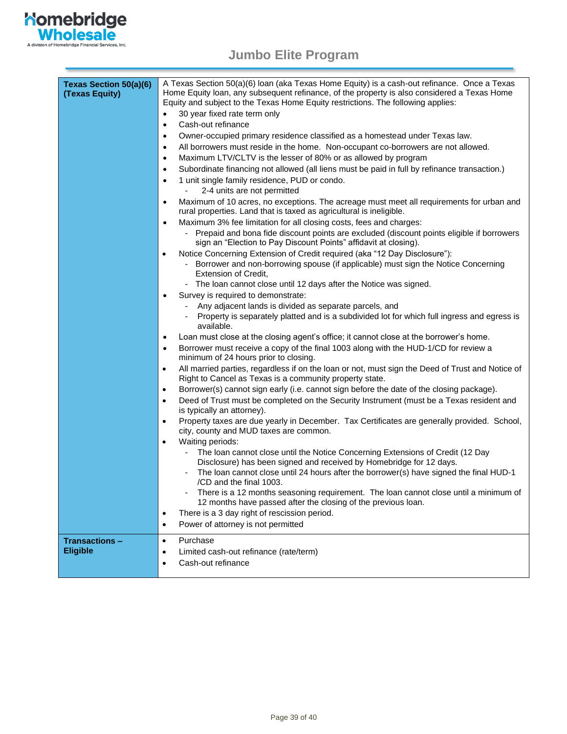| | |
|---|---|
| **Texas Section 50(a)(6) (Texas Equity)** | A Texas Section 50(a)(6) loan (aka Texas Home Equity) is a cash-out refinance. Once a Texas Home Equity loan, any subsequent refinance, of the property is also considered a Texas Home Equity and subject to the Texas Home Equity restrictions. The following applies:<br>• 30 year fixed rate term only<br>• Cash-out refinance<br>• Owner-occupied primary residence classified as a homestead under Texas law.<br>• All borrowers must reside in the home. Non-occupant co-borrowers are not allowed.<br>• Maximum LTV/CLTV is the lesser of 80% or as allowed by program<br>• Subordinate financing not allowed (all liens must be paid in full by refinance transaction.)<br>• 1 unit single family residence, PUD or condo.<br>&nbsp;&nbsp;- 2-4 units are not permitted<br>• Maximum of 10 acres, no exceptions. The acreage must meet all requirements for urban and rural properties. Land that is taxed as agricultural is ineligible.<br>• Maximum 3% fee limitation for all closing costs, fees and charges:<br>&nbsp;&nbsp;- Prepaid and bona fide discount points are excluded (discount points eligible if borrowers sign an "Election to Pay Discount Points" affidavit at closing).<br>• Notice Concerning Extension of Credit required (aka "12 Day Disclosure"):<br>&nbsp;&nbsp;- Borrower and non-borrowing spouse (if applicable) must sign the Notice Concerning Extension of Credit,<br>&nbsp;&nbsp;- The loan cannot close until 12 days after the Notice was signed.<br>• Survey is required to demonstrate:<br>&nbsp;&nbsp;- Any adjacent lands is divided as separate parcels, and<br>&nbsp;&nbsp;- Property is separately platted and is a subdivided lot for which full ingress and egress is available.<br>• Loan must close at the closing agent's office; it cannot close at the borrower's home.<br>• Borrower must receive a copy of the final 1003 along with the HUD-1/CD for review a minimum of 24 hours prior to closing.<br>• All married parties, regardless if on the loan or not, must sign the Deed of Trust and Notice of Right to Cancel as Texas is a community property state.<br>• Borrower(s) cannot sign early (i.e. cannot sign before the date of the closing package).<br>• Deed of Trust must be completed on the Security Instrument (must be a Texas resident and is typically an attorney).<br>• Property taxes are due yearly in December. Tax Certificates are generally provided. School, city, county and MUD taxes are common.<br>• Waiting periods:<br>&nbsp;&nbsp;- The loan cannot close until the Notice Concerning Extensions of Credit (12 Day Disclosure) has been signed and received by Homebridge for 12 days.<br>&nbsp;&nbsp;- The loan cannot close until 24 hours after the borrower(s) have signed the final HUD-1 /CD and the final 1003.<br>&nbsp;&nbsp;- There is a 12 months seasoning requirement. The loan cannot close until a minimum of 12 months have passed after the closing of the previous loan.<br>• There is a 3 day right of rescission period.<br>• Power of attorney is not permitted |
| **Transactions – Eligible** | • Purchase<br>• Limited cash-out refinance (rate/term)<br>• Cash-out refinance |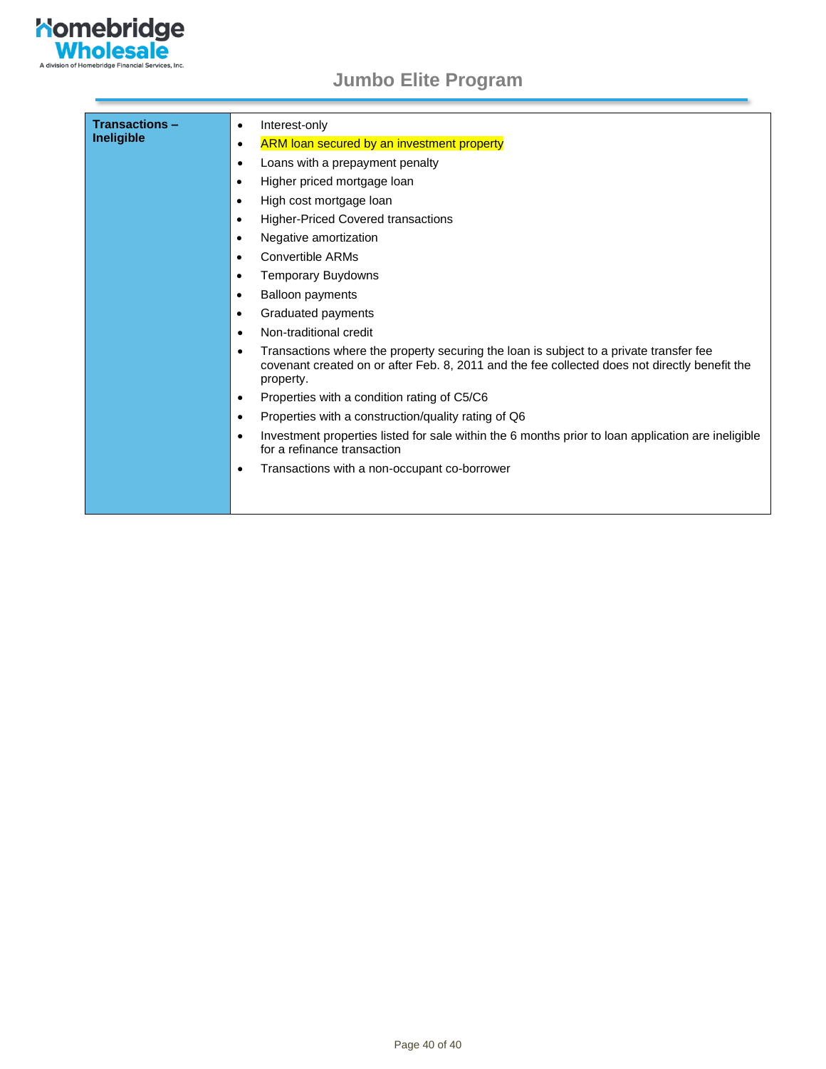| | |
|---|---|
| **Transactions – Ineligible** | • Interest-only<br>• ARM loan secured by an investment property<br>• Loans with a prepayment penalty<br>• Higher priced mortgage loan<br>• High cost mortgage loan<br>• Higher-Priced Covered transactions<br>• Negative amortization<br>• Convertible ARMs<br>• Temporary Buydowns<br>• Balloon payments<br>• Graduated payments<br>• Non-traditional credit<br>• Transactions where the property securing the loan is subject to a private transfer fee covenant created on or after Feb. 8, 2011 and the fee collected does not directly benefit the property.<br>• Properties with a condition rating of C5/C6<br>• Properties with a construction/quality rating of Q6<br>• Investment properties listed for sale within the 6 months prior to loan application are ineligible for a refinance transaction<br>• Transactions with a non-occupant co-borrower |